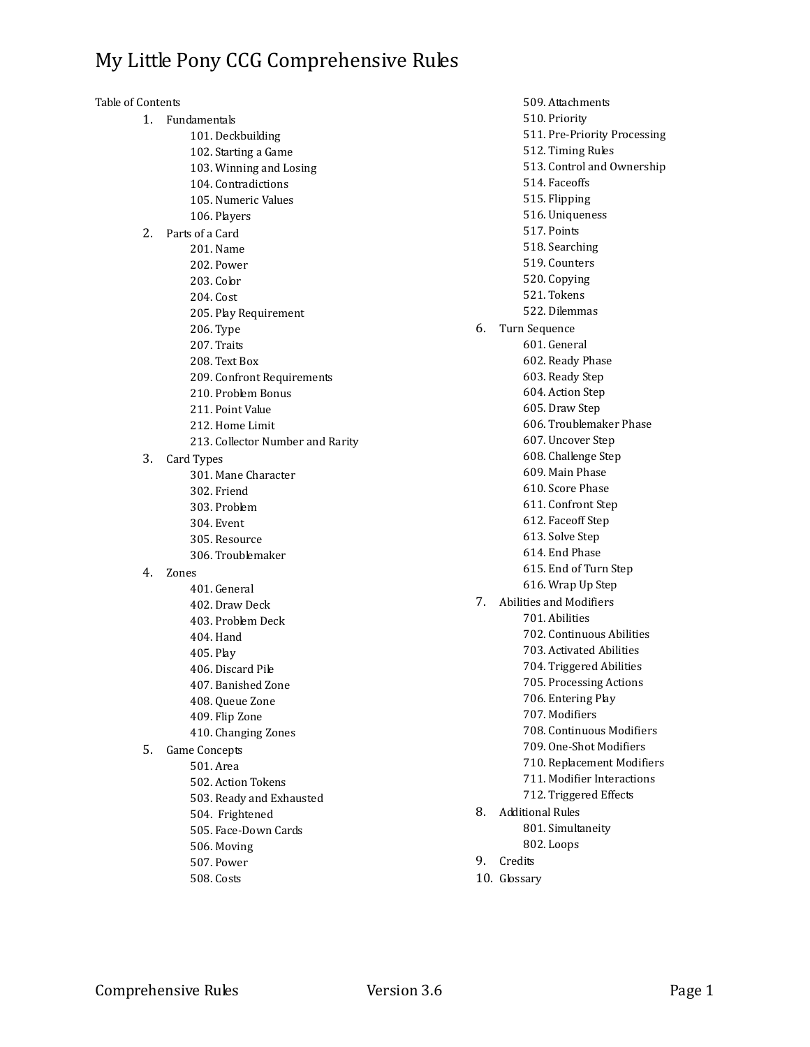# My Little Pony CCG Comprehensive Rules

Table of Contents

1. Fundamentals
   - 101. Deckbuilding
   - 102. Starting a Game
   - 103. Winning and Losing
   - 104. Contradictions
   - 105. Numeric Values
   - 106. Players
2. Parts of a Card
   - 201. Name
   - 202. Power
   - 203. Color
   - 204. Cost
   - 205. Play Requirement
   - 206. Type
   - 207. Traits
   - 208. Text Box
   - 209. Confront Requirements
   - 210. Problem Bonus
   - 211. Point Value
   - 212. Home Limit
   - 213. Collector Number and Rarity
3. Card Types
   - 301. Mane Character
   - 302. Friend
   - 303. Problem
   - 304. Event
   - 305. Resource
   - 306. Troublemaker
4. Zones
   - 401. General
   - 402. Draw Deck
   - 403. Problem Deck
   - 404. Hand
   - 405. Play
   - 406. Discard Pile
   - 407. Banished Zone
   - 408. Queue Zone
   - 409. Flip Zone
   - 410. Changing Zones
5. Game Concepts
   - 501. Area
   - 502. Action Tokens
   - 503. Ready and Exhausted
   - 504. Frightened
   - 505. Face-Down Cards
   - 506. Moving
   - 507. Power
   - 508. Costs
   - 509. Attachments
   - 510. Priority
   - 511. Pre-Priority Processing
   - 512. Timing Rules
   - 513. Control and Ownership
   - 514. Faceoffs
   - 515. Flipping
   - 516. Uniqueness
   - 517. Points
   - 518. Searching
   - 519. Counters
   - 520. Copying
   - 521. Tokens
   - 522. Dilemmas
6. Turn Sequence
   - 601. General
   - 602. Ready Phase
   - 603. Ready Step
   - 604. Action Step
   - 605. Draw Step
   - 606. Troublemaker Phase
   - 607. Uncover Step
   - 608. Challenge Step
   - 609. Main Phase
   - 610. Score Phase
   - 611. Confront Step
   - 612. Faceoff Step
   - 613. Solve Step
   - 614. End Phase
   - 615. End of Turn Step
   - 616. Wrap Up Step
7. Abilities and Modifiers
   - 701. Abilities
   - 702. Continuous Abilities
   - 703. Activated Abilities
   - 704. Triggered Abilities
   - 705. Processing Actions
   - 706. Entering Play
   - 707. Modifiers
   - 708. Continuous Modifiers
   - 709. One-Shot Modifiers
   - 710. Replacement Modifiers
   - 711. Modifier Interactions
   - 712. Triggered Effects
8. Additional Rules
   - 801. Simultaneity
   - 802. Loops
9. Credits
10. Glossary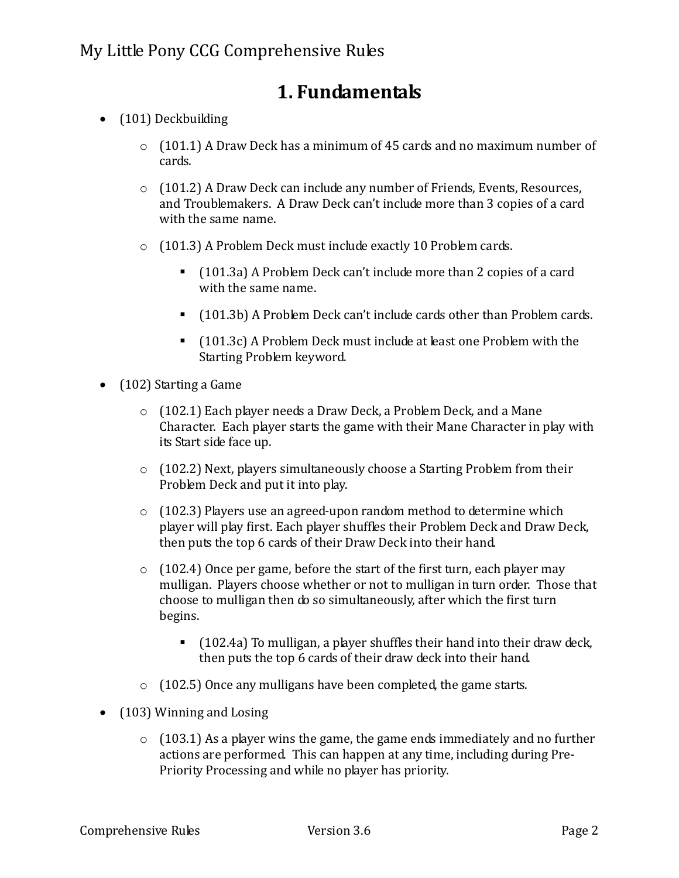# 1. Fundamentals

- (101) Deckbuilding
  - (101.1) A Draw Deck has a minimum of 45 cards and no maximum number of cards.
  - (101.2) A Draw Deck can include any number of Friends, Events, Resources, and Troublemakers. A Draw Deck can't include more than 3 copies of a card with the same name.
  - (101.3) A Problem Deck must include exactly 10 Problem cards.
    - (101.3a) A Problem Deck can't include more than 2 copies of a card with the same name.
    - (101.3b) A Problem Deck can't include cards other than Problem cards.
    - (101.3c) A Problem Deck must include at least one Problem with the Starting Problem keyword.
- (102) Starting a Game
  - (102.1) Each player needs a Draw Deck, a Problem Deck, and a Mane Character. Each player starts the game with their Mane Character in play with its Start side face up.
  - (102.2) Next, players simultaneously choose a Starting Problem from their Problem Deck and put it into play.
  - (102.3) Players use an agreed-upon random method to determine which player will play first. Each player shuffles their Problem Deck and Draw Deck, then puts the top 6 cards of their Draw Deck into their hand.
  - (102.4) Once per game, before the start of the first turn, each player may mulligan. Players choose whether or not to mulligan in turn order. Those that choose to mulligan then do so simultaneously, after which the first turn begins.
    - (102.4a) To mulligan, a player shuffles their hand into their draw deck, then puts the top 6 cards of their draw deck into their hand.
  - (102.5) Once any mulligans have been completed, the game starts.
- (103) Winning and Losing
  - (103.1) As a player wins the game, the game ends immediately and no further actions are performed. This can happen at any time, including during Pre-Priority Processing and while no player has priority.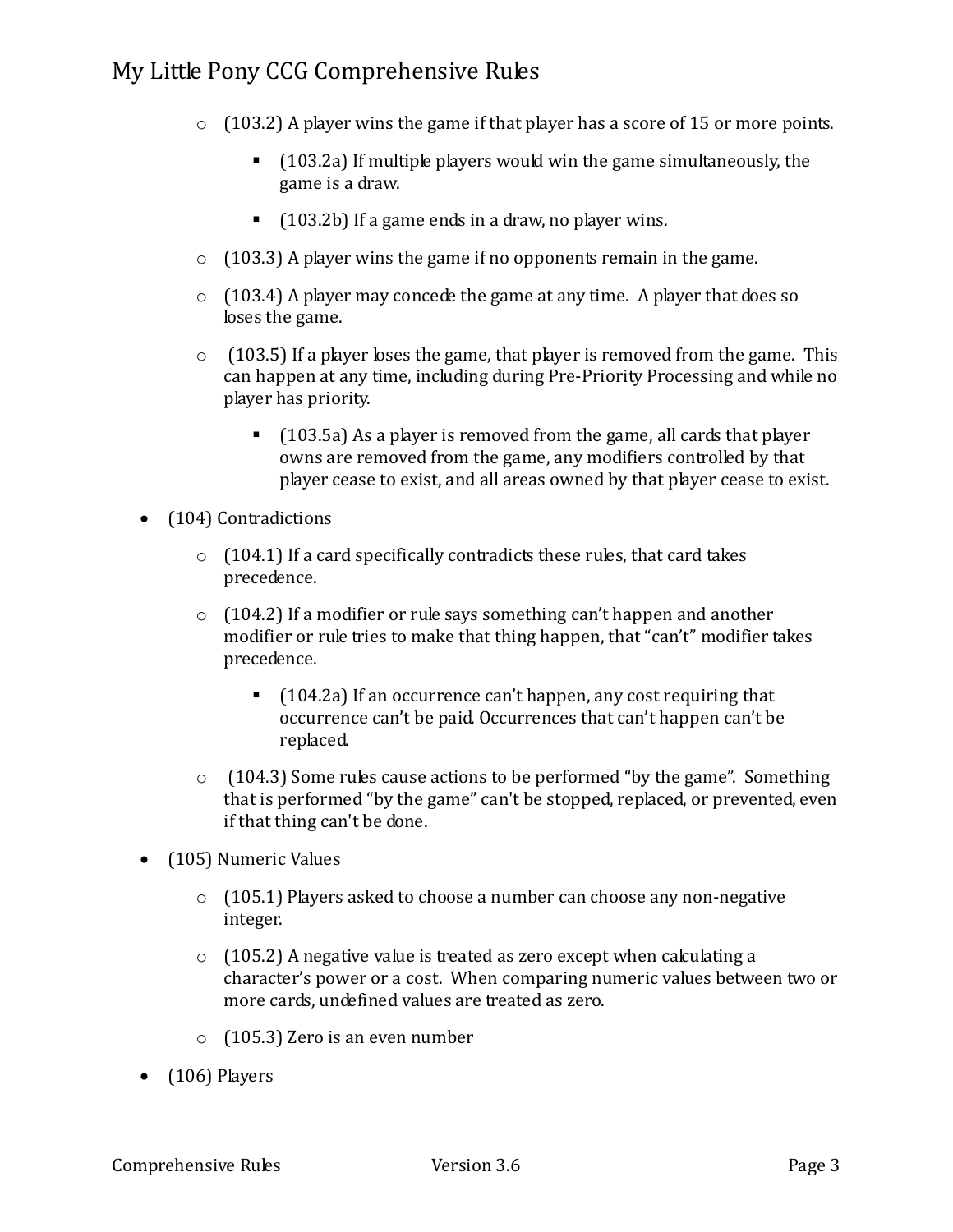- (103.2) A player wins the game if that player has a score of 15 or more points.
  - (103.2a) If multiple players would win the game simultaneously, the game is a draw.
  - (103.2b) If a game ends in a draw, no player wins.
- (103.3) A player wins the game if no opponents remain in the game.
- (103.4) A player may concede the game at any time. A player that does so loses the game.
- (103.5) If a player loses the game, that player is removed from the game. This can happen at any time, including during Pre-Priority Processing and while no player has priority.
  - (103.5a) As a player is removed from the game, all cards that player owns are removed from the game, any modifiers controlled by that player cease to exist, and all areas owned by that player cease to exist.

- (104) Contradictions
  - (104.1) If a card specifically contradicts these rules, that card takes precedence.
  - (104.2) If a modifier or rule says something can't happen and another modifier or rule tries to make that thing happen, that "can't" modifier takes precedence.
    - (104.2a) If an occurrence can't happen, any cost requiring that occurrence can't be paid. Occurrences that can't happen can't be replaced.
  - (104.3) Some rules cause actions to be performed "by the game". Something that is performed "by the game" can't be stopped, replaced, or prevented, even if that thing can't be done.

- (105) Numeric Values
  - (105.1) Players asked to choose a number can choose any non-negative integer.
  - (105.2) A negative value is treated as zero except when calculating a character's power or a cost. When comparing numeric values between two or more cards, undefined values are treated as zero.
  - (105.3) Zero is an even number

- (106) Players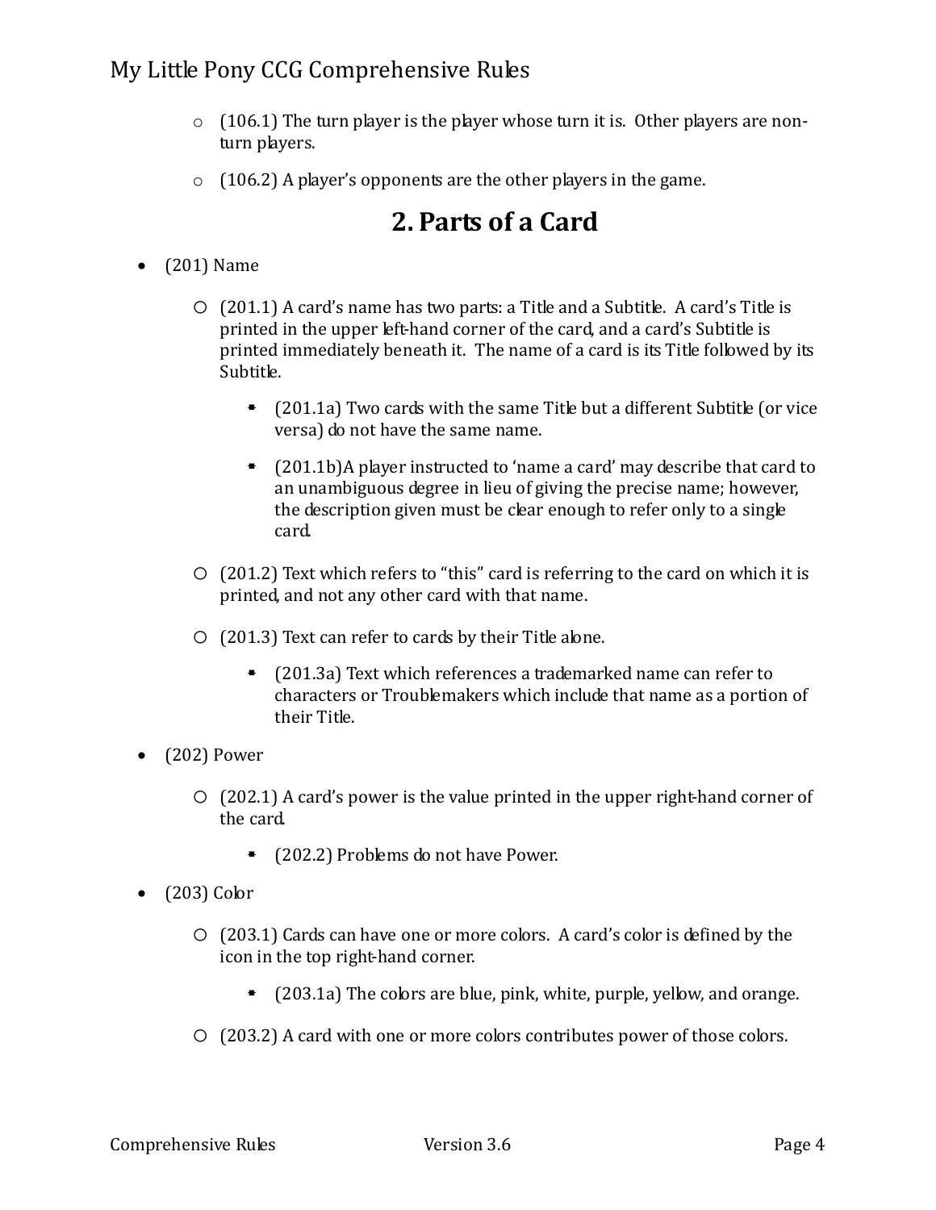- (106.1) The turn player is the player whose turn it is. Other players are non-turn players.
- (106.2) A player's opponents are the other players in the game.

# 2. Parts of a Card

- (201) Name
  - (201.1) A card's name has two parts: a Title and a Subtitle. A card's Title is printed in the upper left-hand corner of the card, and a card's Subtitle is printed immediately beneath it. The name of a card is its Title followed by its Subtitle.
    - (201.1a) Two cards with the same Title but a different Subtitle (or vice versa) do not have the same name.
    - (201.1b)A player instructed to 'name a card' may describe that card to an unambiguous degree in lieu of giving the precise name; however, the description given must be clear enough to refer only to a single card.
  - (201.2) Text which refers to "this" card is referring to the card on which it is printed, and not any other card with that name.
  - (201.3) Text can refer to cards by their Title alone.
    - (201.3a) Text which references a trademarked name can refer to characters or Troublemakers which include that name as a portion of their Title.
- (202) Power
  - (202.1) A card's power is the value printed in the upper right-hand corner of the card.
    - (202.2) Problems do not have Power.
- (203) Color
  - (203.1) Cards can have one or more colors. A card's color is defined by the icon in the top right-hand corner.
    - (203.1a) The colors are blue, pink, white, purple, yellow, and orange.
  - (203.2) A card with one or more colors contributes power of those colors.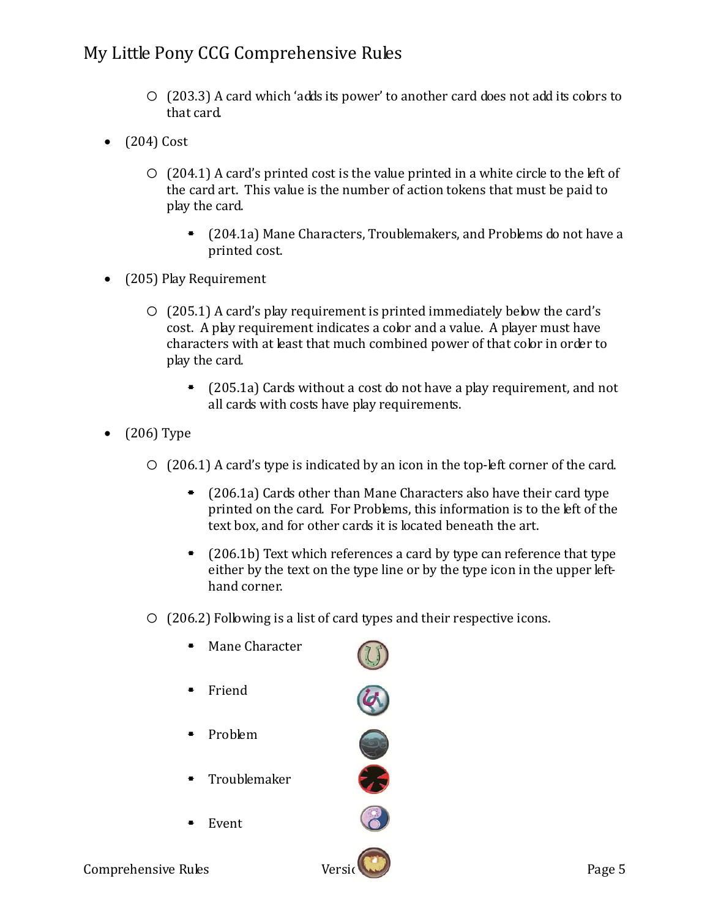- (203.3) A card which 'adds its power' to another card does not add its colors to that card.

- (204) Cost
  - (204.1) A card's printed cost is the value printed in a white circle to the left of the card art. This value is the number of action tokens that must be paid to play the card.
    - (204.1a) Mane Characters, Troublemakers, and Problems do not have a printed cost.

- (205) Play Requirement
  - (205.1) A card's play requirement is printed immediately below the card's cost. A play requirement indicates a color and a value. A player must have characters with at least that much combined power of that color in order to play the card.
    - (205.1a) Cards without a cost do not have a play requirement, and not all cards with costs have play requirements.

- (206) Type
  - (206.1) A card's type is indicated by an icon in the top-left corner of the card.
    - (206.1a) Cards other than Mane Characters also have their card type printed on the card. For Problems, this information is to the left of the text box, and for other cards it is located beneath the art.
    - (206.1b) Text which references a card by type can reference that type either by the text on the type line or by the type icon in the upper left-hand corner.
  - (206.2) Following is a list of card types and their respective icons.
    - Mane Character
    - Friend
    - Problem
    - Troublemaker
    - Event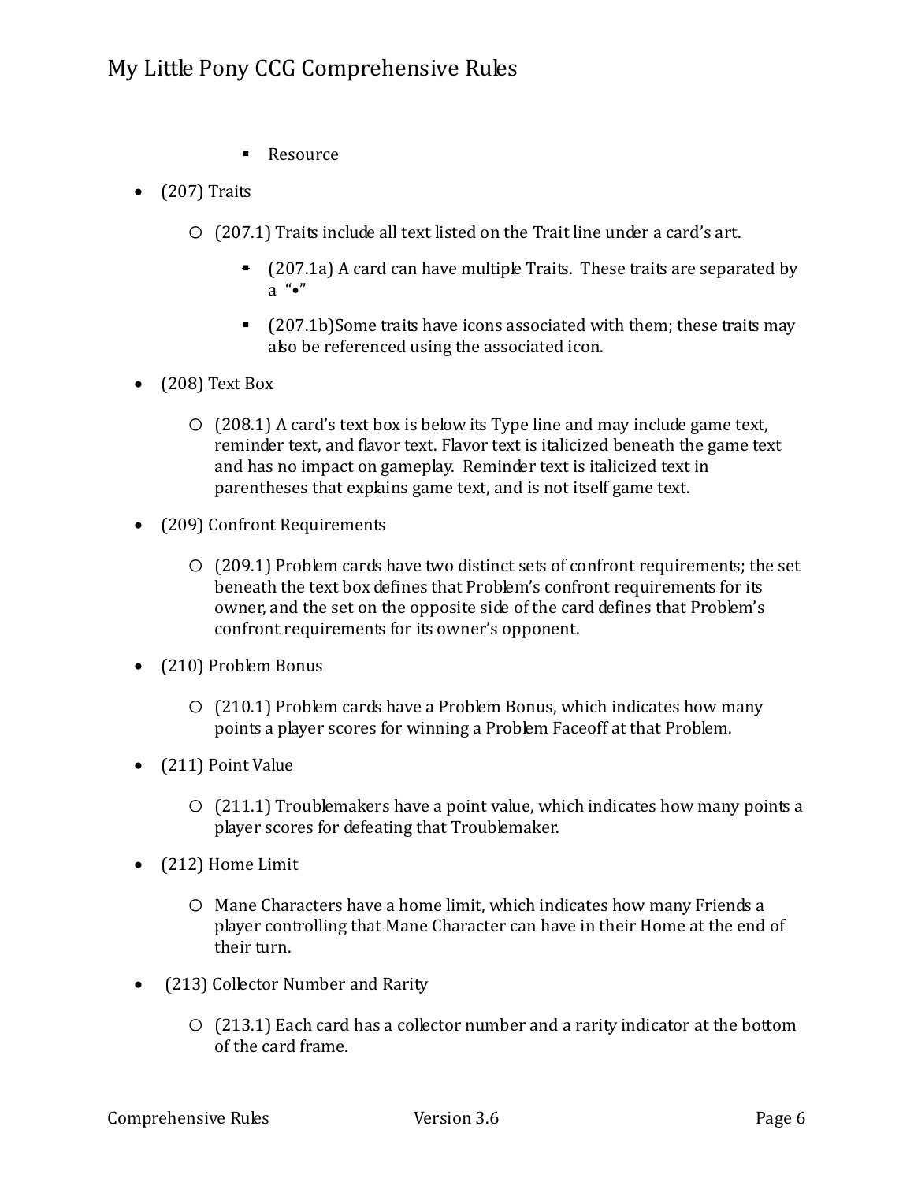- Resource

- (207) Traits
  - (207.1) Traits include all text listed on the Trait line under a card's art.
    - (207.1a) A card can have multiple Traits. These traits are separated by a "•"
    - (207.1b)Some traits have icons associated with them; these traits may also be referenced using the associated icon.

- (208) Text Box
  - (208.1) A card's text box is below its Type line and may include game text, reminder text, and flavor text. Flavor text is italicized beneath the game text and has no impact on gameplay. Reminder text is italicized text in parentheses that explains game text, and is not itself game text.

- (209) Confront Requirements
  - (209.1) Problem cards have two distinct sets of confront requirements; the set beneath the text box defines that Problem's confront requirements for its owner, and the set on the opposite side of the card defines that Problem's confront requirements for its owner's opponent.

- (210) Problem Bonus
  - (210.1) Problem cards have a Problem Bonus, which indicates how many points a player scores for winning a Problem Faceoff at that Problem.

- (211) Point Value
  - (211.1) Troublemakers have a point value, which indicates how many points a player scores for defeating that Troublemaker.

- (212) Home Limit
  - Mane Characters have a home limit, which indicates how many Friends a player controlling that Mane Character can have in their Home at the end of their turn.

- (213) Collector Number and Rarity
  - (213.1) Each card has a collector number and a rarity indicator at the bottom of the card frame.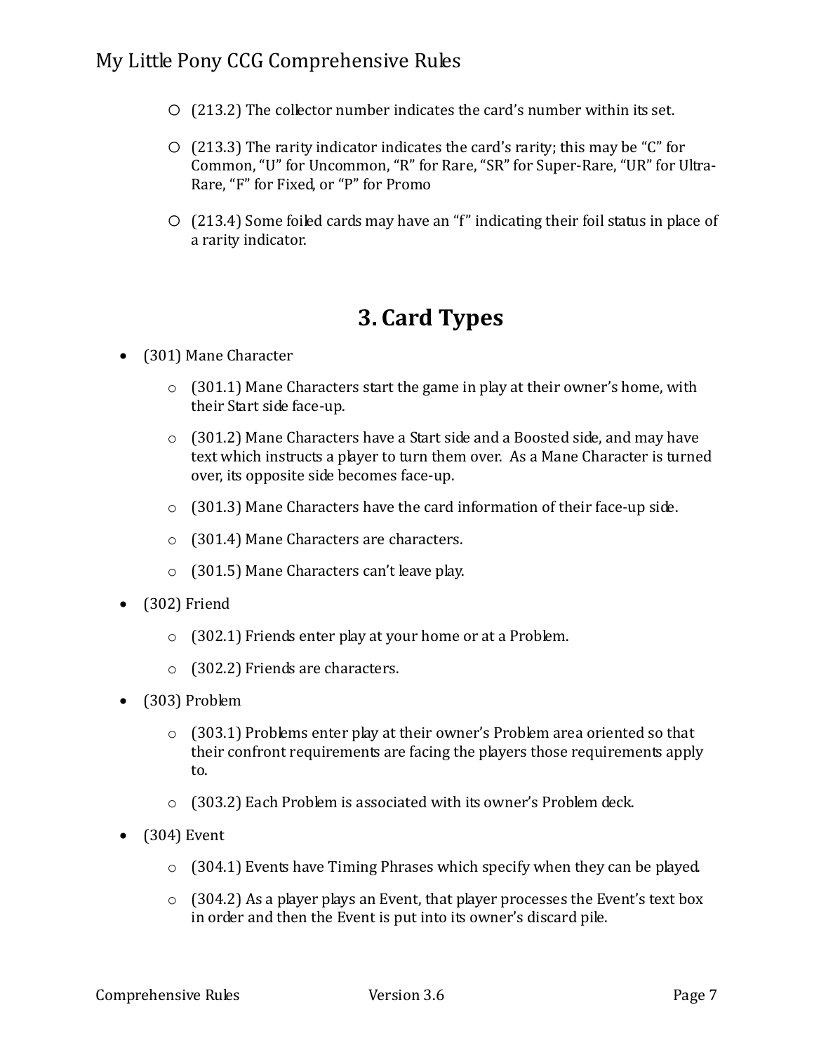- (213.2) The collector number indicates the card's number within its set.
- (213.3) The rarity indicator indicates the card's rarity; this may be "C" for Common, "U" for Uncommon, "R" for Rare, "SR" for Super-Rare, "UR" for Ultra-Rare, "F" for Fixed, or "P" for Promo
- (213.4) Some foiled cards may have an "f" indicating their foil status in place of a rarity indicator.

# 3. Card Types

- (301) Mane Character
  - (301.1) Mane Characters start the game in play at their owner's home, with their Start side face-up.
  - (301.2) Mane Characters have a Start side and a Boosted side, and may have text which instructs a player to turn them over. As a Mane Character is turned over, its opposite side becomes face-up.
  - (301.3) Mane Characters have the card information of their face-up side.
  - (301.4) Mane Characters are characters.
  - (301.5) Mane Characters can't leave play.
- (302) Friend
  - (302.1) Friends enter play at your home or at a Problem.
  - (302.2) Friends are characters.
- (303) Problem
  - (303.1) Problems enter play at their owner's Problem area oriented so that their confront requirements are facing the players those requirements apply to.
  - (303.2) Each Problem is associated with its owner's Problem deck.
- (304) Event
  - (304.1) Events have Timing Phrases which specify when they can be played.
  - (304.2) As a player plays an Event, that player processes the Event's text box in order and then the Event is put into its owner's discard pile.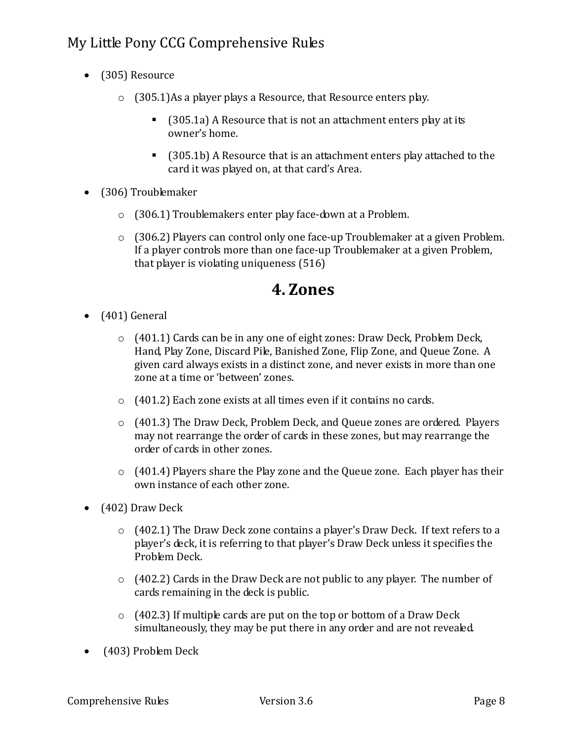- (305) Resource
  - (305.1)As a player plays a Resource, that Resource enters play.
    - (305.1a) A Resource that is not an attachment enters play at its owner's home.
    - (305.1b) A Resource that is an attachment enters play attached to the card it was played on, at that card's Area.
- (306) Troublemaker
  - (306.1) Troublemakers enter play face-down at a Problem.
  - (306.2) Players can control only one face-up Troublemaker at a given Problem. If a player controls more than one face-up Troublemaker at a given Problem, that player is violating uniqueness (516)

# 4. Zones

- (401) General
  - (401.1) Cards can be in any one of eight zones: Draw Deck, Problem Deck, Hand, Play Zone, Discard Pile, Banished Zone, Flip Zone, and Queue Zone. A given card always exists in a distinct zone, and never exists in more than one zone at a time or 'between' zones.
  - (401.2) Each zone exists at all times even if it contains no cards.
  - (401.3) The Draw Deck, Problem Deck, and Queue zones are ordered. Players may not rearrange the order of cards in these zones, but may rearrange the order of cards in other zones.
  - (401.4) Players share the Play zone and the Queue zone. Each player has their own instance of each other zone.
- (402) Draw Deck
  - (402.1) The Draw Deck zone contains a player's Draw Deck. If text refers to a player's deck, it is referring to that player's Draw Deck unless it specifies the Problem Deck.
  - (402.2) Cards in the Draw Deck are not public to any player. The number of cards remaining in the deck is public.
  - (402.3) If multiple cards are put on the top or bottom of a Draw Deck simultaneously, they may be put there in any order and are not revealed.
- (403) Problem Deck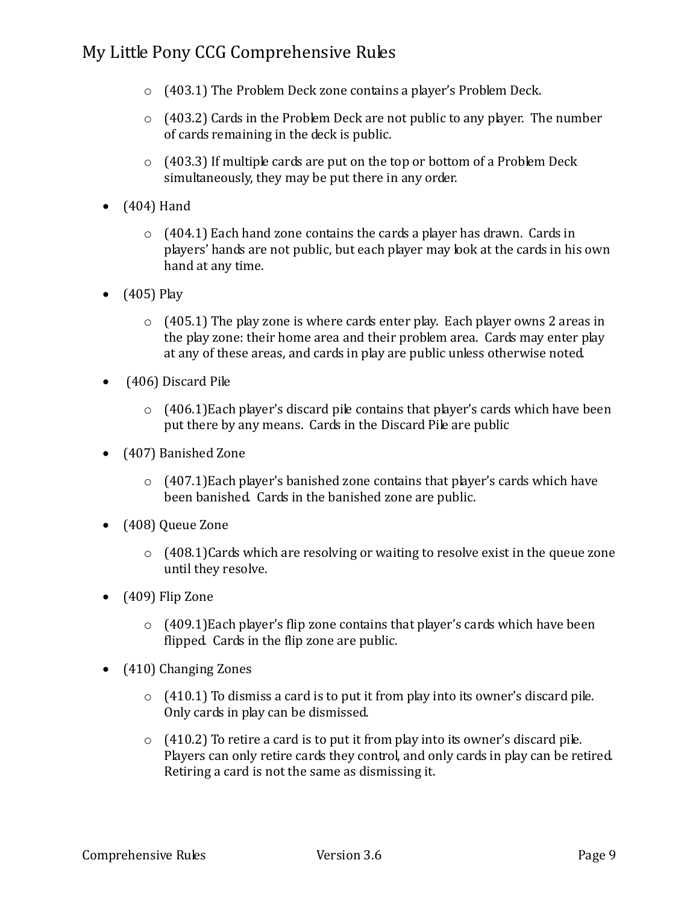- (403.1) The Problem Deck zone contains a player's Problem Deck.
- (403.2) Cards in the Problem Deck are not public to any player. The number of cards remaining in the deck is public.
- (403.3) If multiple cards are put on the top or bottom of a Problem Deck simultaneously, they may be put there in any order.

- (404) Hand
  - (404.1) Each hand zone contains the cards a player has drawn. Cards in players' hands are not public, but each player may look at the cards in his own hand at any time.
- (405) Play
  - (405.1) The play zone is where cards enter play. Each player owns 2 areas in the play zone: their home area and their problem area. Cards may enter play at any of these areas, and cards in play are public unless otherwise noted.
- (406) Discard Pile
  - (406.1)Each player's discard pile contains that player's cards which have been put there by any means. Cards in the Discard Pile are public
- (407) Banished Zone
  - (407.1)Each player's banished zone contains that player's cards which have been banished. Cards in the banished zone are public.
- (408) Queue Zone
  - (408.1)Cards which are resolving or waiting to resolve exist in the queue zone until they resolve.
- (409) Flip Zone
  - (409.1)Each player's flip zone contains that player's cards which have been flipped. Cards in the flip zone are public.
- (410) Changing Zones
  - (410.1) To dismiss a card is to put it from play into its owner's discard pile. Only cards in play can be dismissed.
  - (410.2) To retire a card is to put it from play into its owner's discard pile. Players can only retire cards they control, and only cards in play can be retired. Retiring a card is not the same as dismissing it.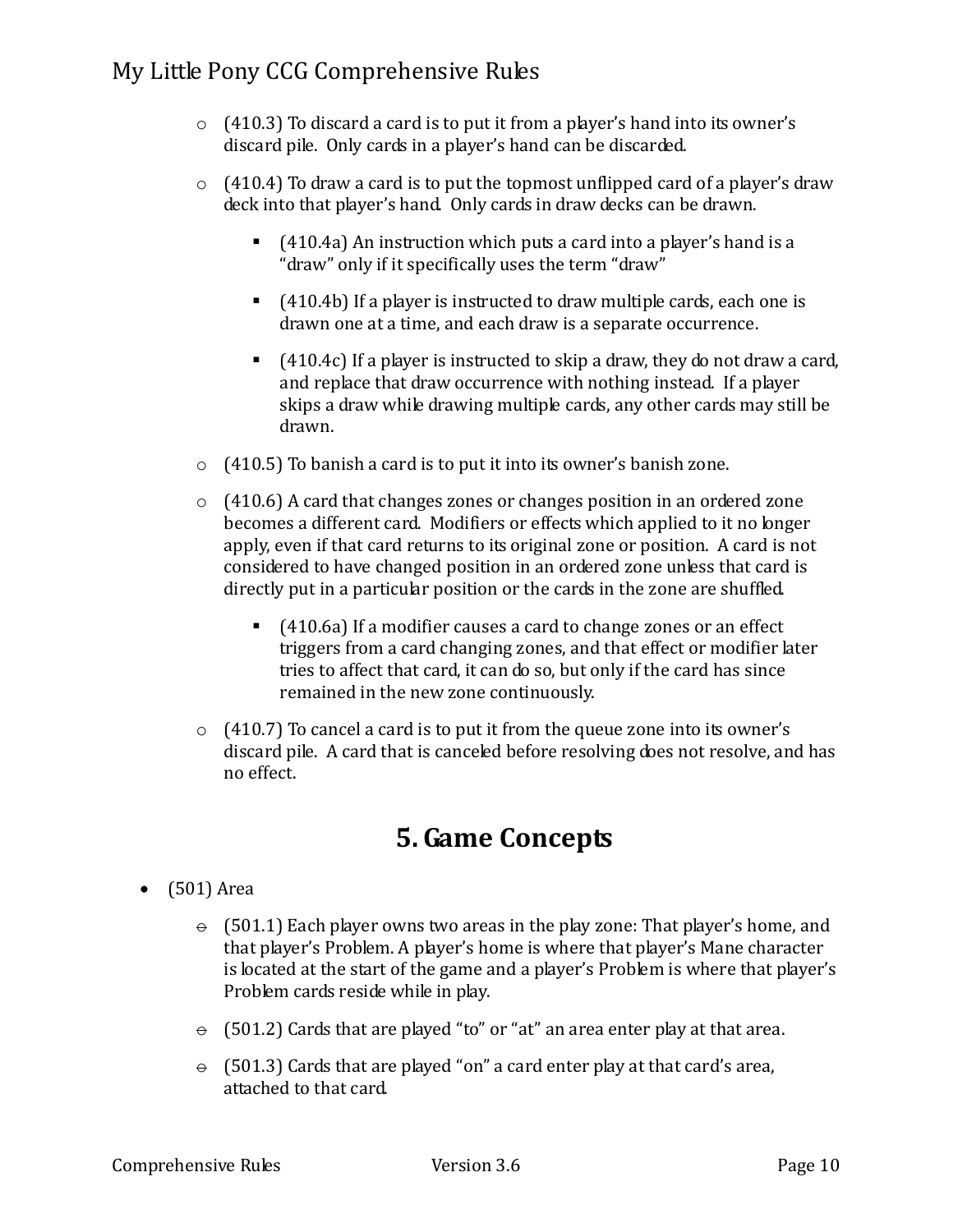- (410.3) To discard a card is to put it from a player's hand into its owner's discard pile. Only cards in a player's hand can be discarded.
- (410.4) To draw a card is to put the topmost unflipped card of a player's draw deck into that player's hand. Only cards in draw decks can be drawn.
  - (410.4a) An instruction which puts a card into a player's hand is a "draw" only if it specifically uses the term "draw"
  - (410.4b) If a player is instructed to draw multiple cards, each one is drawn one at a time, and each draw is a separate occurrence.
  - (410.4c) If a player is instructed to skip a draw, they do not draw a card, and replace that draw occurrence with nothing instead. If a player skips a draw while drawing multiple cards, any other cards may still be drawn.
- (410.5) To banish a card is to put it into its owner's banish zone.
- (410.6) A card that changes zones or changes position in an ordered zone becomes a different card. Modifiers or effects which applied to it no longer apply, even if that card returns to its original zone or position. A card is not considered to have changed position in an ordered zone unless that card is directly put in a particular position or the cards in the zone are shuffled.
  - (410.6a) If a modifier causes a card to change zones or an effect triggers from a card changing zones, and that effect or modifier later tries to affect that card, it can do so, but only if the card has since remained in the new zone continuously.
- (410.7) To cancel a card is to put it from the queue zone into its owner's discard pile. A card that is canceled before resolving does not resolve, and has no effect.

# 5. Game Concepts

- (501) Area
  - (501.1) Each player owns two areas in the play zone: That player's home, and that player's Problem. A player's home is where that player's Mane character is located at the start of the game and a player's Problem is where that player's Problem cards reside while in play.
  - (501.2) Cards that are played "to" or "at" an area enter play at that area.
  - (501.3) Cards that are played "on" a card enter play at that card's area, attached to that card.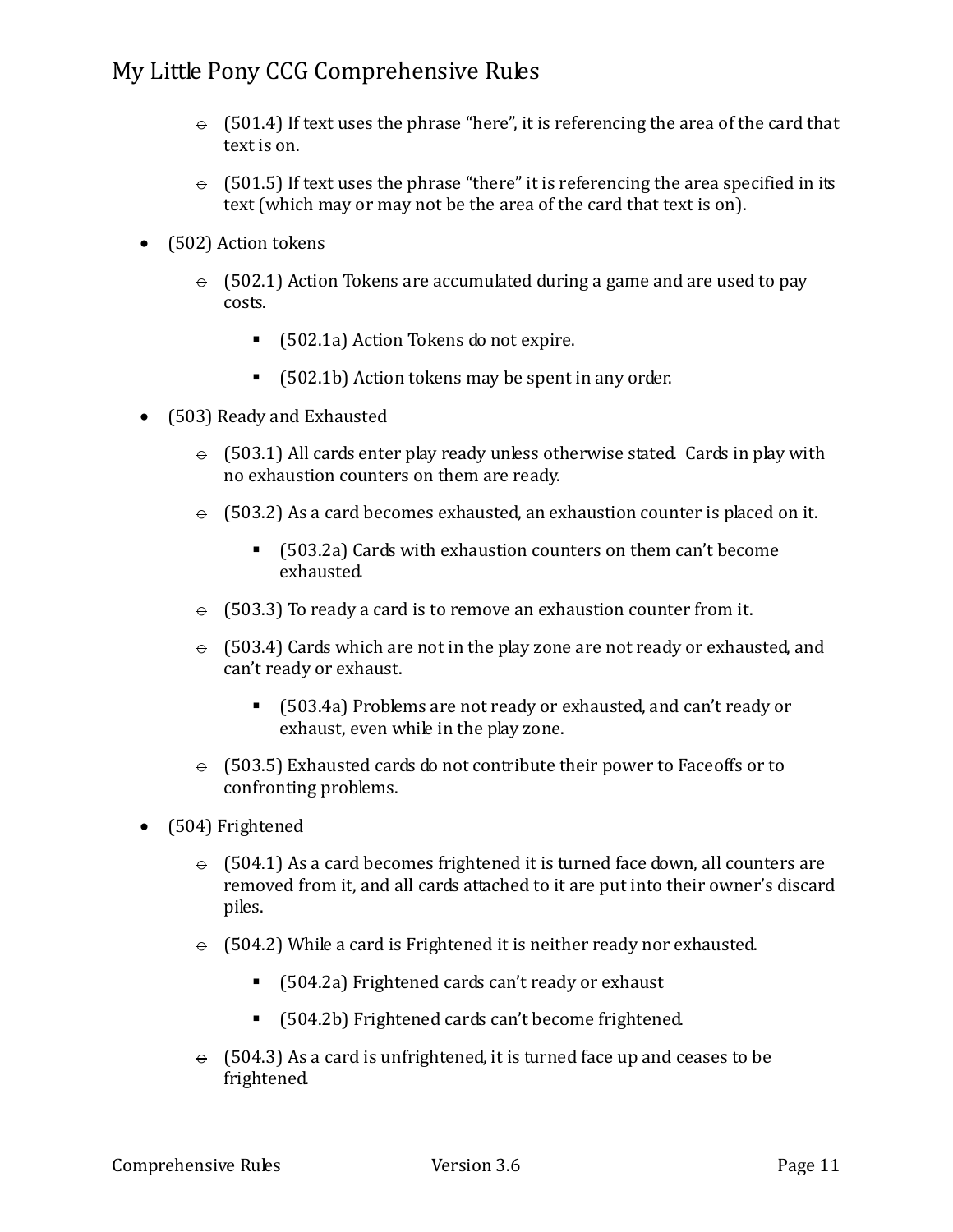- (501.4) If text uses the phrase “here”, it is referencing the area of the card that text is on.
- (501.5) If text uses the phrase “there” it is referencing the area specified in its text (which may or may not be the area of the card that text is on).

- (502) Action tokens
    - (502.1) Action Tokens are accumulated during a game and are used to pay costs.
        - (502.1a) Action Tokens do not expire.
        - (502.1b) Action tokens may be spent in any order.

- (503) Ready and Exhausted
    - (503.1) All cards enter play ready unless otherwise stated. Cards in play with no exhaustion counters on them are ready.
    - (503.2) As a card becomes exhausted, an exhaustion counter is placed on it.
        - (503.2a) Cards with exhaustion counters on them can’t become exhausted.
    - (503.3) To ready a card is to remove an exhaustion counter from it.
    - (503.4) Cards which are not in the play zone are not ready or exhausted, and can’t ready or exhaust.
        - (503.4a) Problems are not ready or exhausted, and can’t ready or exhaust, even while in the play zone.
    - (503.5) Exhausted cards do not contribute their power to Faceoffs or to confronting problems.

- (504) Frightened
    - (504.1) As a card becomes frightened it is turned face down, all counters are removed from it, and all cards attached to it are put into their owner’s discard piles.
    - (504.2) While a card is Frightened it is neither ready nor exhausted.
        - (504.2a) Frightened cards can’t ready or exhaust
        - (504.2b) Frightened cards can’t become frightened.
    - (504.3) As a card is unfrightened, it is turned face up and ceases to be frightened.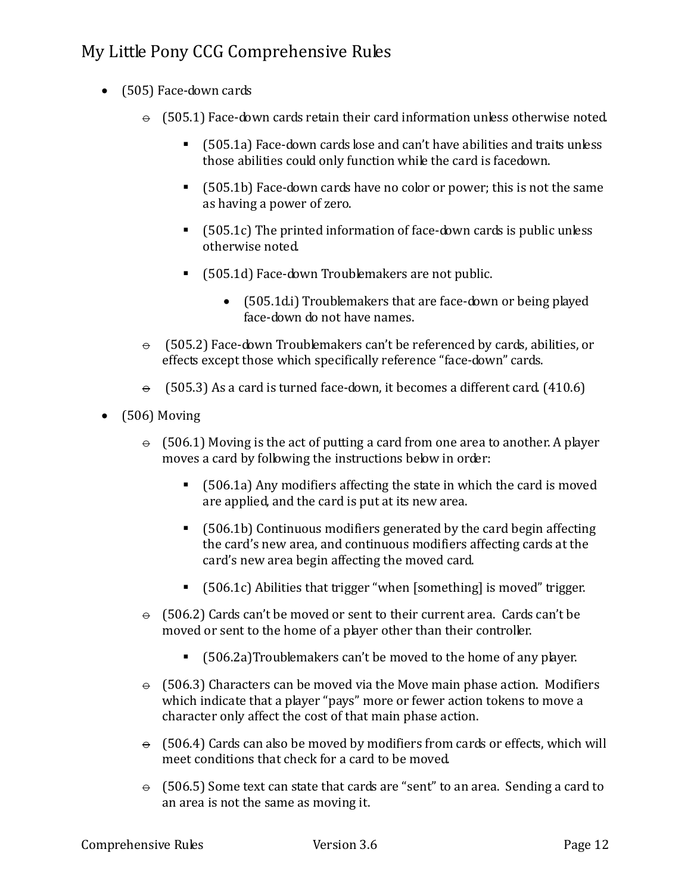- (505) Face-down cards
    - (505.1) Face-down cards retain their card information unless otherwise noted.
        - (505.1a) Face-down cards lose and can't have abilities and traits unless those abilities could only function while the card is facedown.
        - (505.1b) Face-down cards have no color or power; this is not the same as having a power of zero.
        - (505.1c) The printed information of face-down cards is public unless otherwise noted.
        - (505.1d) Face-down Troublemakers are not public.
            - (505.1d.i) Troublemakers that are face-down or being played face-down do not have names.
    - (505.2) Face-down Troublemakers can't be referenced by cards, abilities, or effects except those which specifically reference "face-down" cards.
    - (505.3) As a card is turned face-down, it becomes a different card. (410.6)
- (506) Moving
    - (506.1) Moving is the act of putting a card from one area to another. A player moves a card by following the instructions below in order:
        - (506.1a) Any modifiers affecting the state in which the card is moved are applied, and the card is put at its new area.
        - (506.1b) Continuous modifiers generated by the card begin affecting the card's new area, and continuous modifiers affecting cards at the card's new area begin affecting the moved card.
        - (506.1c) Abilities that trigger "when [something] is moved" trigger.
    - (506.2) Cards can't be moved or sent to their current area. Cards can't be moved or sent to the home of a player other than their controller.
        - (506.2a)Troublemakers can't be moved to the home of any player.
    - (506.3) Characters can be moved via the Move main phase action. Modifiers which indicate that a player "pays" more or fewer action tokens to move a character only affect the cost of that main phase action.
    - (506.4) Cards can also be moved by modifiers from cards or effects, which will meet conditions that check for a card to be moved.
    - (506.5) Some text can state that cards are "sent" to an area. Sending a card to an area is not the same as moving it.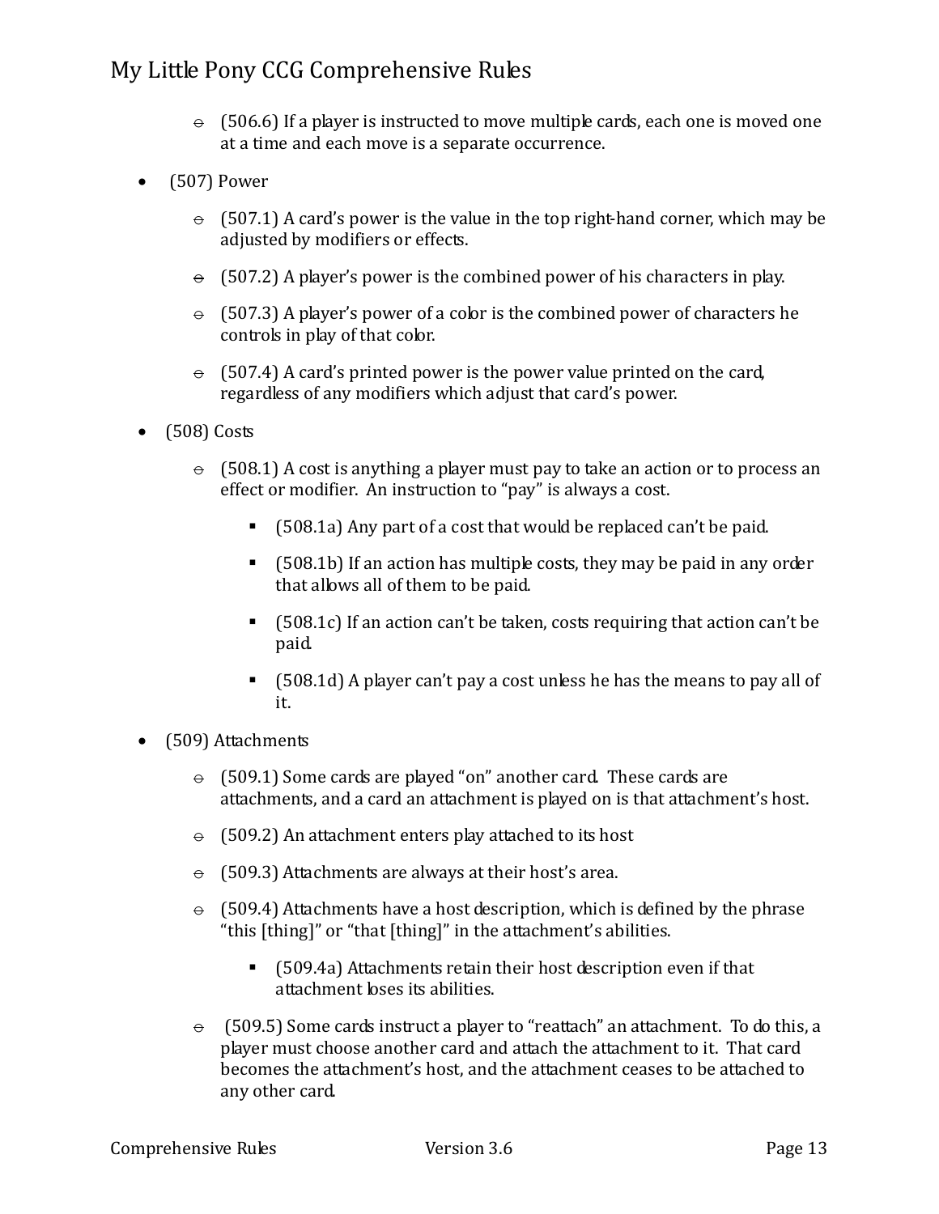- (506.6) If a player is instructed to move multiple cards, each one is moved one at a time and each move is a separate occurrence.

- (507) Power

    - (507.1) A card's power is the value in the top right-hand corner, which may be adjusted by modifiers or effects.

    - (507.2) A player's power is the combined power of his characters in play.

    - (507.3) A player's power of a color is the combined power of characters he controls in play of that color.

    - (507.4) A card's printed power is the power value printed on the card, regardless of any modifiers which adjust that card's power.

- (508) Costs

    - (508.1) A cost is anything a player must pay to take an action or to process an effect or modifier. An instruction to "pay" is always a cost.

        - (508.1a) Any part of a cost that would be replaced can't be paid.

        - (508.1b) If an action has multiple costs, they may be paid in any order that allows all of them to be paid.

        - (508.1c) If an action can't be taken, costs requiring that action can't be paid.

        - (508.1d) A player can't pay a cost unless he has the means to pay all of it.

- (509) Attachments

    - (509.1) Some cards are played "on" another card. These cards are attachments, and a card an attachment is played on is that attachment's host.

    - (509.2) An attachment enters play attached to its host

    - (509.3) Attachments are always at their host's area.

    - (509.4) Attachments have a host description, which is defined by the phrase "this [thing]" or "that [thing]" in the attachment's abilities.

        - (509.4a) Attachments retain their host description even if that attachment loses its abilities.

    - (509.5) Some cards instruct a player to "reattach" an attachment. To do this, a player must choose another card and attach the attachment to it. That card becomes the attachment's host, and the attachment ceases to be attached to any other card.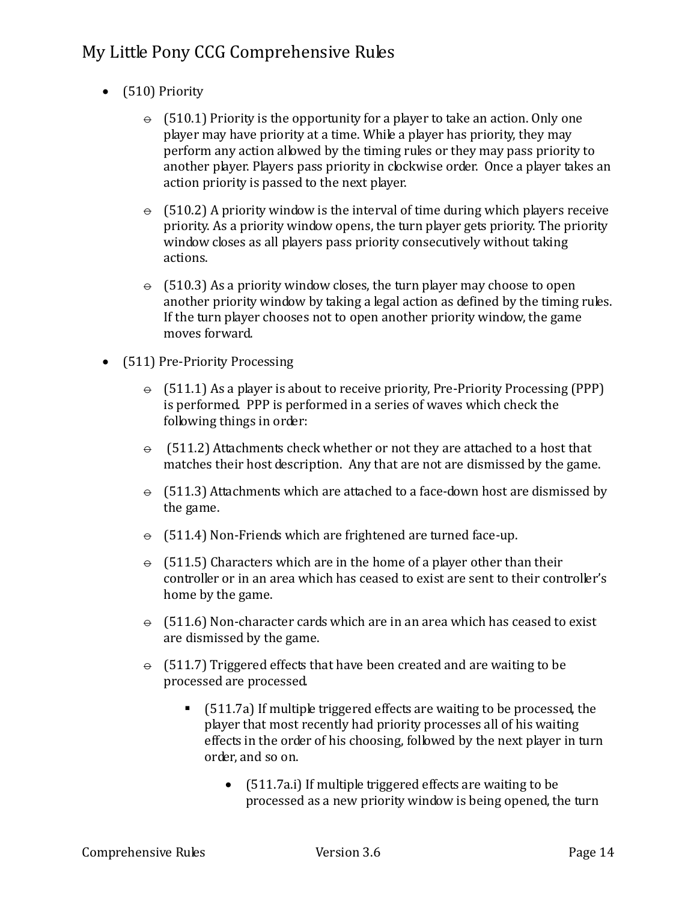- (510) Priority
  - (510.1) Priority is the opportunity for a player to take an action. Only one player may have priority at a time. While a player has priority, they may perform any action allowed by the timing rules or they may pass priority to another player. Players pass priority in clockwise order. Once a player takes an action priority is passed to the next player.
  - (510.2) A priority window is the interval of time during which players receive priority. As a priority window opens, the turn player gets priority. The priority window closes as all players pass priority consecutively without taking actions.
  - (510.3) As a priority window closes, the turn player may choose to open another priority window by taking a legal action as defined by the timing rules. If the turn player chooses not to open another priority window, the game moves forward.
- (511) Pre-Priority Processing
  - (511.1) As a player is about to receive priority, Pre-Priority Processing (PPP) is performed. PPP is performed in a series of waves which check the following things in order:
  - (511.2) Attachments check whether or not they are attached to a host that matches their host description. Any that are not are dismissed by the game.
  - (511.3) Attachments which are attached to a face-down host are dismissed by the game.
  - (511.4) Non-Friends which are frightened are turned face-up.
  - (511.5) Characters which are in the home of a player other than their controller or in an area which has ceased to exist are sent to their controller's home by the game.
  - (511.6) Non-character cards which are in an area which has ceased to exist are dismissed by the game.
  - (511.7) Triggered effects that have been created and are waiting to be processed are processed.
    - (511.7a) If multiple triggered effects are waiting to be processed, the player that most recently had priority processes all of his waiting effects in the order of his choosing, followed by the next player in turn order, and so on.
      - (511.7a.i) If multiple triggered effects are waiting to be processed as a new priority window is being opened, the turn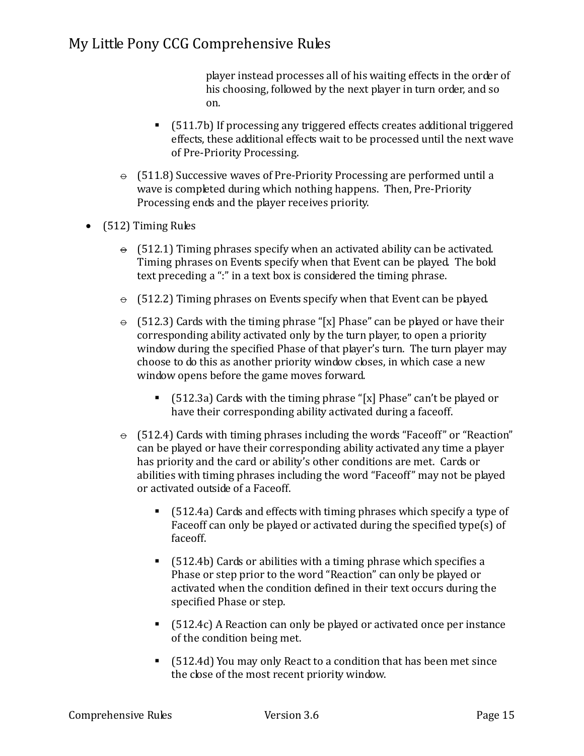player instead processes all of his waiting effects in the order of his choosing, followed by the next player in turn order, and so on.

      - (511.7b) If processing any triggered effects creates additional triggered effects, these additional effects wait to be processed until the next wave of Pre-Priority Processing.

   - (511.8) Successive waves of Pre-Priority Processing are performed until a wave is completed during which nothing happens. Then, Pre-Priority Processing ends and the player receives priority.

- (512) Timing Rules

   - (512.1) Timing phrases specify when an activated ability can be activated. Timing phrases on Events specify when that Event can be played. The bold text preceding a ":" in a text box is considered the timing phrase.

   - (512.2) Timing phrases on Events specify when that Event can be played.

   - (512.3) Cards with the timing phrase "[x] Phase" can be played or have their corresponding ability activated only by the turn player, to open a priority window during the specified Phase of that player's turn. The turn player may choose to do this as another priority window closes, in which case a new window opens before the game moves forward.

      - (512.3a) Cards with the timing phrase "[x] Phase" can't be played or have their corresponding ability activated during a faceoff.

   - (512.4) Cards with timing phrases including the words "Faceoff" or "Reaction" can be played or have their corresponding ability activated any time a player has priority and the card or ability's other conditions are met. Cards or abilities with timing phrases including the word "Faceoff" may not be played or activated outside of a Faceoff.

      - (512.4a) Cards and effects with timing phrases which specify a type of Faceoff can only be played or activated during the specified type(s) of faceoff.

      - (512.4b) Cards or abilities with a timing phrase which specifies a Phase or step prior to the word "Reaction" can only be played or activated when the condition defined in their text occurs during the specified Phase or step.

      - (512.4c) A Reaction can only be played or activated once per instance of the condition being met.

      - (512.4d) You may only React to a condition that has been met since the close of the most recent priority window.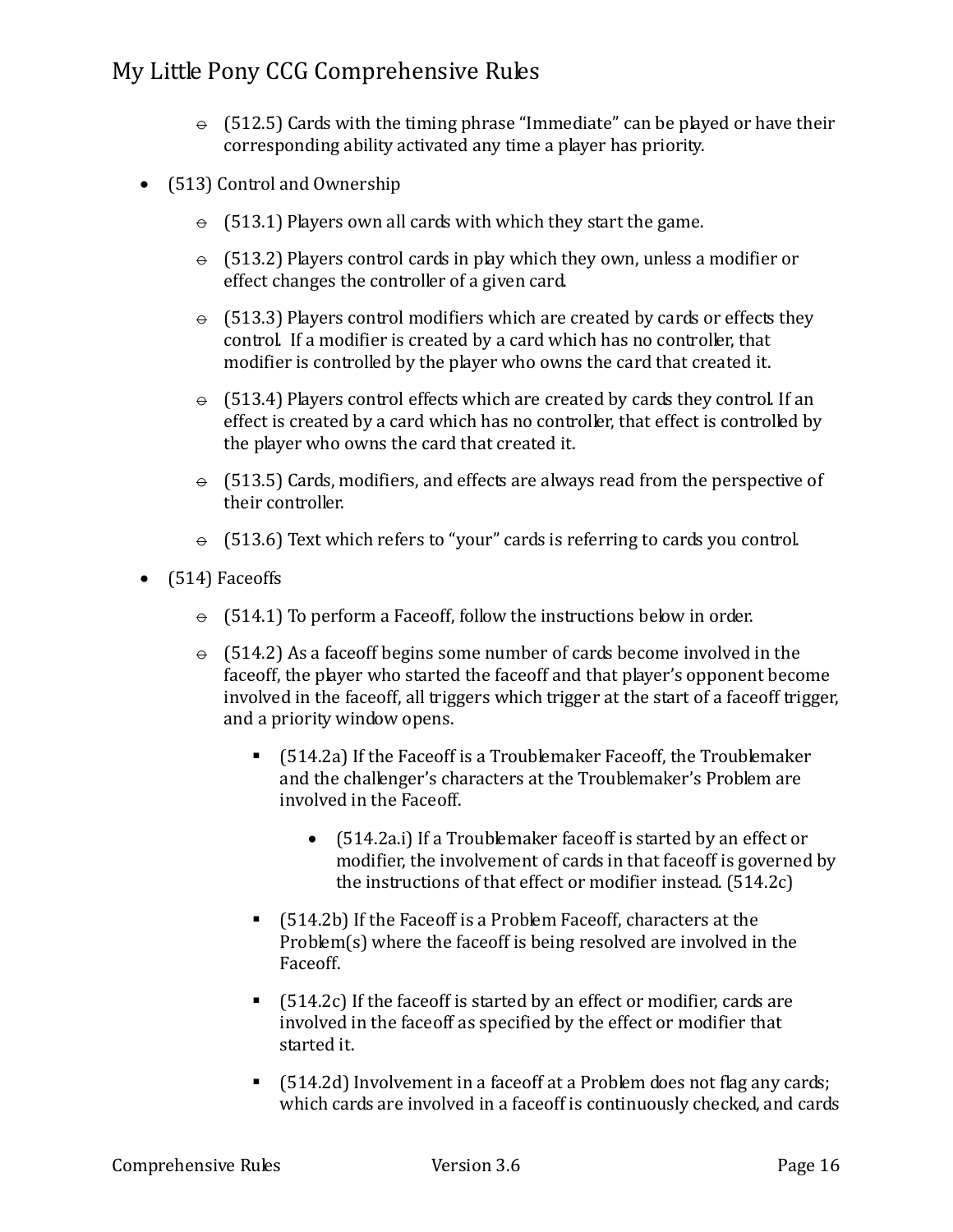- (512.5) Cards with the timing phrase "Immediate" can be played or have their corresponding ability activated any time a player has priority.

- (513) Control and Ownership
  - (513.1) Players own all cards with which they start the game.
  - (513.2) Players control cards in play which they own, unless a modifier or effect changes the controller of a given card.
  - (513.3) Players control modifiers which are created by cards or effects they control. If a modifier is created by a card which has no controller, that modifier is controlled by the player who owns the card that created it.
  - (513.4) Players control effects which are created by cards they control. If an effect is created by a card which has no controller, that effect is controlled by the player who owns the card that created it.
  - (513.5) Cards, modifiers, and effects are always read from the perspective of their controller.
  - (513.6) Text which refers to "your" cards is referring to cards you control.

- (514) Faceoffs
  - (514.1) To perform a Faceoff, follow the instructions below in order.
  - (514.2) As a faceoff begins some number of cards become involved in the faceoff, the player who started the faceoff and that player's opponent become involved in the faceoff, all triggers which trigger at the start of a faceoff trigger, and a priority window opens.
    - (514.2a) If the Faceoff is a Troublemaker Faceoff, the Troublemaker and the challenger's characters at the Troublemaker's Problem are involved in the Faceoff.
      - (514.2a.i) If a Troublemaker faceoff is started by an effect or modifier, the involvement of cards in that faceoff is governed by the instructions of that effect or modifier instead. (514.2c)
    - (514.2b) If the Faceoff is a Problem Faceoff, characters at the Problem(s) where the faceoff is being resolved are involved in the Faceoff.
    - (514.2c) If the faceoff is started by an effect or modifier, cards are involved in the faceoff as specified by the effect or modifier that started it.
    - (514.2d) Involvement in a faceoff at a Problem does not flag any cards; which cards are involved in a faceoff is continuously checked, and cards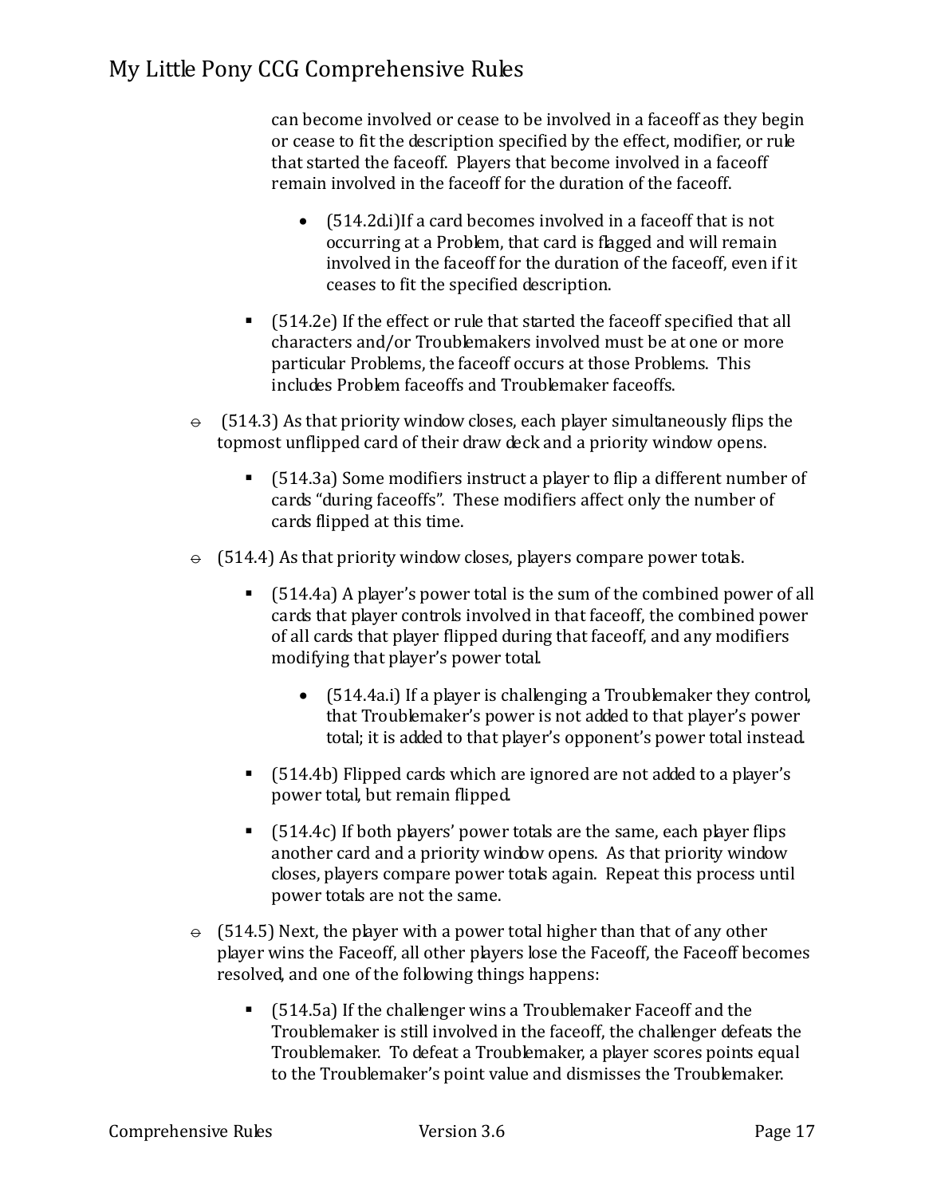can become involved or cease to be involved in a faceoff as they begin or cease to fit the description specified by the effect, modifier, or rule that started the faceoff. Players that become involved in a faceoff remain involved in the faceoff for the duration of the faceoff.

    - (514.2d.i)If a card becomes involved in a faceoff that is not occurring at a Problem, that card is flagged and will remain involved in the faceoff for the duration of the faceoff, even if it ceases to fit the specified description.

  - (514.2e) If the effect or rule that started the faceoff specified that all characters and/or Troublemakers involved must be at one or more particular Problems, the faceoff occurs at those Problems. This includes Problem faceoffs and Troublemaker faceoffs.

- (514.3) As that priority window closes, each player simultaneously flips the topmost unflipped card of their draw deck and a priority window opens.

  - (514.3a) Some modifiers instruct a player to flip a different number of cards "during faceoffs". These modifiers affect only the number of cards flipped at this time.

- (514.4) As that priority window closes, players compare power totals.

  - (514.4a) A player's power total is the sum of the combined power of all cards that player controls involved in that faceoff, the combined power of all cards that player flipped during that faceoff, and any modifiers modifying that player's power total.

    - (514.4a.i) If a player is challenging a Troublemaker they control, that Troublemaker's power is not added to that player's power total; it is added to that player's opponent's power total instead.

  - (514.4b) Flipped cards which are ignored are not added to a player's power total, but remain flipped.

  - (514.4c) If both players' power totals are the same, each player flips another card and a priority window opens. As that priority window closes, players compare power totals again. Repeat this process until power totals are not the same.

- (514.5) Next, the player with a power total higher than that of any other player wins the Faceoff, all other players lose the Faceoff, the Faceoff becomes resolved, and one of the following things happens:

  - (514.5a) If the challenger wins a Troublemaker Faceoff and the Troublemaker is still involved in the faceoff, the challenger defeats the Troublemaker. To defeat a Troublemaker, a player scores points equal to the Troublemaker's point value and dismisses the Troublemaker.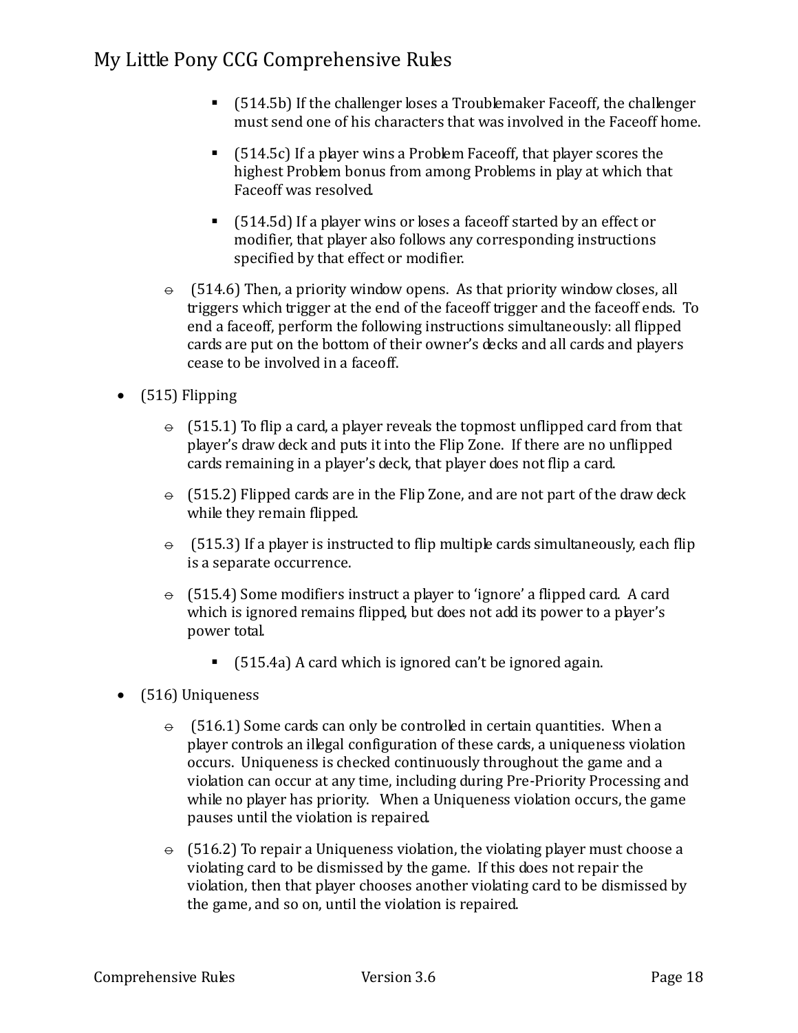- (514.5b) If the challenger loses a Troublemaker Faceoff, the challenger must send one of his characters that was involved in the Faceoff home.
- (514.5c) If a player wins a Problem Faceoff, that player scores the highest Problem bonus from among Problems in play at which that Faceoff was resolved.
- (514.5d) If a player wins or loses a faceoff started by an effect or modifier, that player also follows any corresponding instructions specified by that effect or modifier.

- (514.6) Then, a priority window opens. As that priority window closes, all triggers which trigger at the end of the faceoff trigger and the faceoff ends. To end a faceoff, perform the following instructions simultaneously: all flipped cards are put on the bottom of their owner's decks and all cards and players cease to be involved in a faceoff.

- (515) Flipping
  - (515.1) To flip a card, a player reveals the topmost unflipped card from that player's draw deck and puts it into the Flip Zone. If there are no unflipped cards remaining in a player's deck, that player does not flip a card.
  - (515.2) Flipped cards are in the Flip Zone, and are not part of the draw deck while they remain flipped.
  - (515.3) If a player is instructed to flip multiple cards simultaneously, each flip is a separate occurrence.
  - (515.4) Some modifiers instruct a player to 'ignore' a flipped card. A card which is ignored remains flipped, but does not add its power to a player's power total.
    - (515.4a) A card which is ignored can't be ignored again.

- (516) Uniqueness
  - (516.1) Some cards can only be controlled in certain quantities. When a player controls an illegal configuration of these cards, a uniqueness violation occurs. Uniqueness is checked continuously throughout the game and a violation can occur at any time, including during Pre-Priority Processing and while no player has priority. When a Uniqueness violation occurs, the game pauses until the violation is repaired.
  - (516.2) To repair a Uniqueness violation, the violating player must choose a violating card to be dismissed by the game. If this does not repair the violation, then that player chooses another violating card to be dismissed by the game, and so on, until the violation is repaired.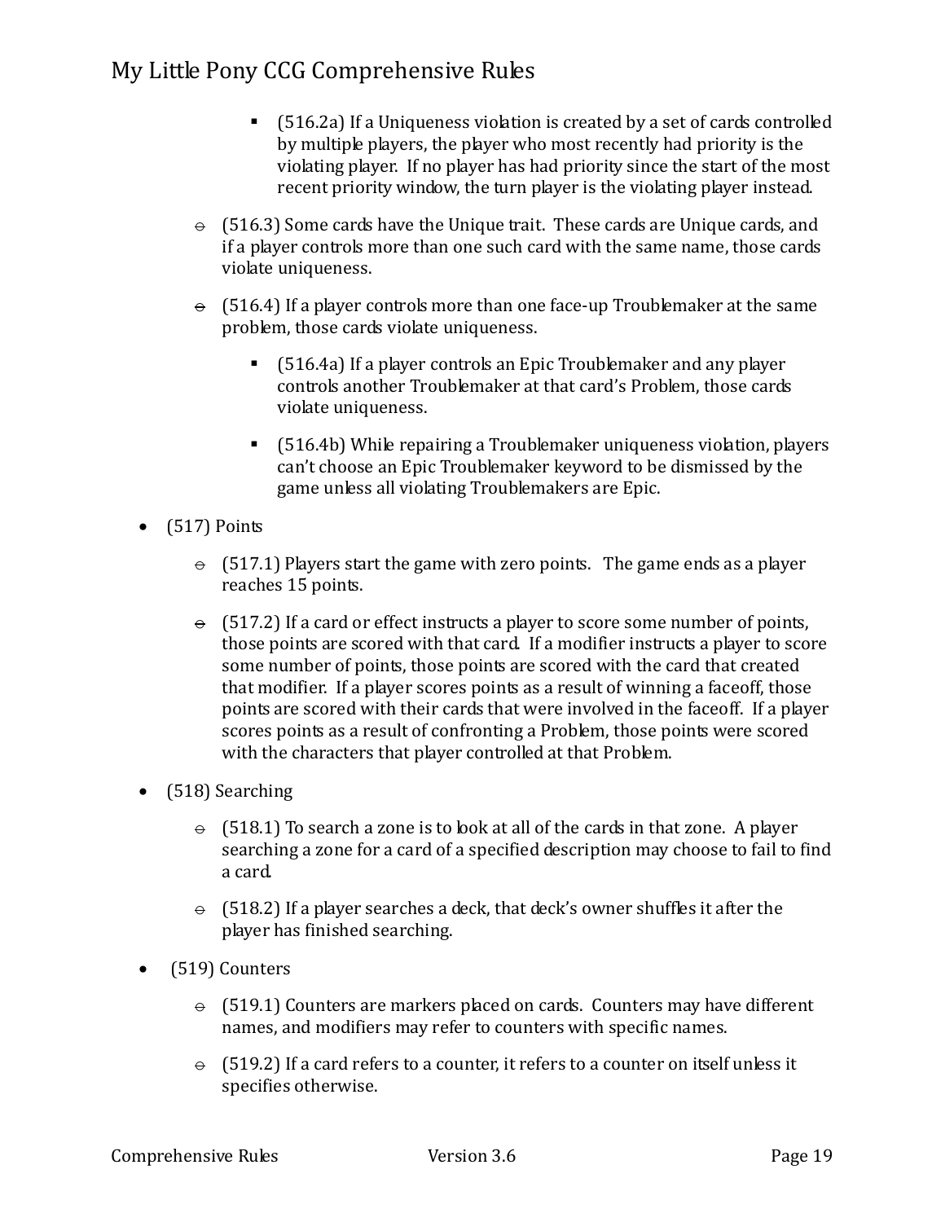- (516.2a) If a Uniqueness violation is created by a set of cards controlled by multiple players, the player who most recently had priority is the violating player. If no player has had priority since the start of the most recent priority window, the turn player is the violating player instead.

- (516.3) Some cards have the Unique trait. These cards are Unique cards, and if a player controls more than one such card with the same name, those cards violate uniqueness.

- (516.4) If a player controls more than one face-up Troublemaker at the same problem, those cards violate uniqueness.

  - (516.4a) If a player controls an Epic Troublemaker and any player controls another Troublemaker at that card's Problem, those cards violate uniqueness.

  - (516.4b) While repairing a Troublemaker uniqueness violation, players can't choose an Epic Troublemaker keyword to be dismissed by the game unless all violating Troublemakers are Epic.

- (517) Points

  - (517.1) Players start the game with zero points. The game ends as a player reaches 15 points.

  - (517.2) If a card or effect instructs a player to score some number of points, those points are scored with that card. If a modifier instructs a player to score some number of points, those points are scored with the card that created that modifier. If a player scores points as a result of winning a faceoff, those points are scored with their cards that were involved in the faceoff. If a player scores points as a result of confronting a Problem, those points were scored with the characters that player controlled at that Problem.

- (518) Searching

  - (518.1) To search a zone is to look at all of the cards in that zone. A player searching a zone for a card of a specified description may choose to fail to find a card.

  - (518.2) If a player searches a deck, that deck's owner shuffles it after the player has finished searching.

- (519) Counters

  - (519.1) Counters are markers placed on cards. Counters may have different names, and modifiers may refer to counters with specific names.

  - (519.2) If a card refers to a counter, it refers to a counter on itself unless it specifies otherwise.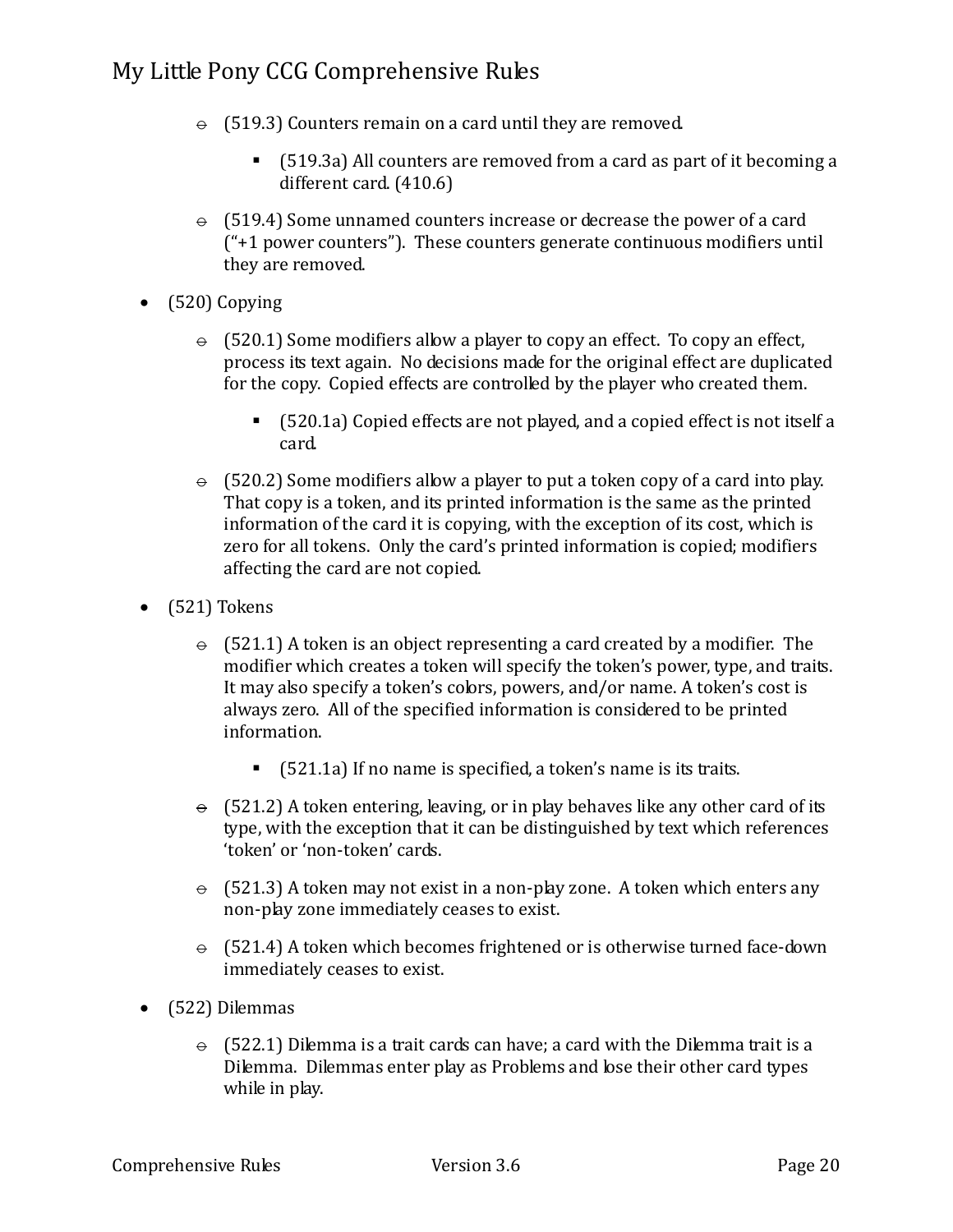- (519.3) Counters remain on a card until they are removed.
    - (519.3a) All counters are removed from a card as part of it becoming a different card. (410.6)
- (519.4) Some unnamed counters increase or decrease the power of a card ("+1 power counters"). These counters generate continuous modifiers until they are removed.

- (520) Copying
    - (520.1) Some modifiers allow a player to copy an effect. To copy an effect, process its text again. No decisions made for the original effect are duplicated for the copy. Copied effects are controlled by the player who created them.
        - (520.1a) Copied effects are not played, and a copied effect is not itself a card.
    - (520.2) Some modifiers allow a player to put a token copy of a card into play. That copy is a token, and its printed information is the same as the printed information of the card it is copying, with the exception of its cost, which is zero for all tokens. Only the card's printed information is copied; modifiers affecting the card are not copied.

- (521) Tokens
    - (521.1) A token is an object representing a card created by a modifier. The modifier which creates a token will specify the token's power, type, and traits. It may also specify a token's colors, powers, and/or name. A token's cost is always zero. All of the specified information is considered to be printed information.
        - (521.1a) If no name is specified, a token's name is its traits.
    - (521.2) A token entering, leaving, or in play behaves like any other card of its type, with the exception that it can be distinguished by text which references 'token' or 'non-token' cards.
    - (521.3) A token may not exist in a non-play zone. A token which enters any non-play zone immediately ceases to exist.
    - (521.4) A token which becomes frightened or is otherwise turned face-down immediately ceases to exist.

- (522) Dilemmas
    - (522.1) Dilemma is a trait cards can have; a card with the Dilemma trait is a Dilemma. Dilemmas enter play as Problems and lose their other card types while in play.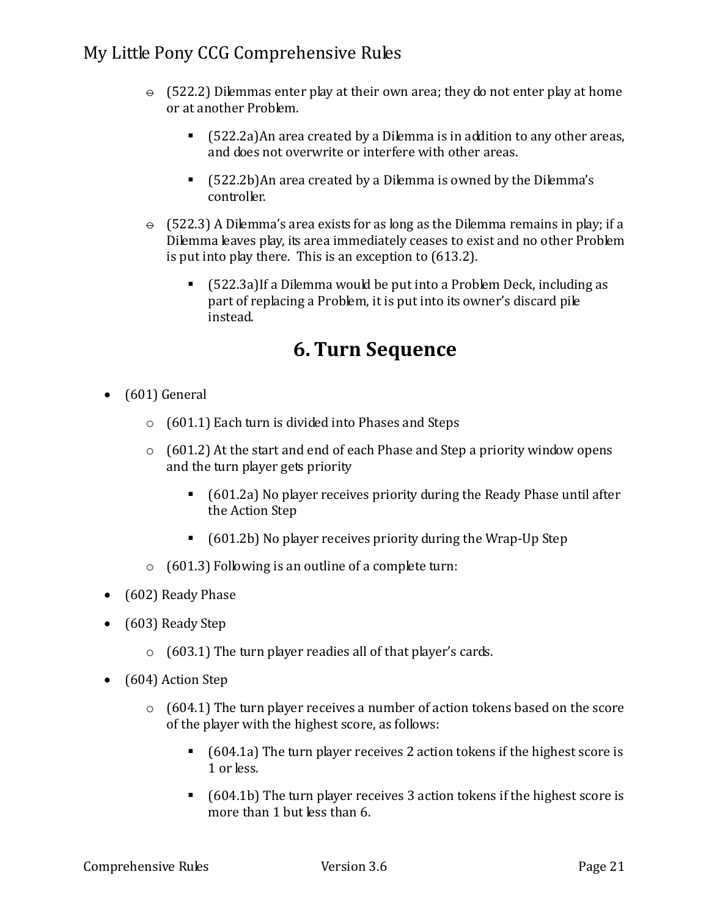- (522.2) Dilemmas enter play at their own area; they do not enter play at home or at another Problem.
  - (522.2a)An area created by a Dilemma is in addition to any other areas, and does not overwrite or interfere with other areas.
  - (522.2b)An area created by a Dilemma is owned by the Dilemma's controller.
- (522.3) A Dilemma's area exists for as long as the Dilemma remains in play; if a Dilemma leaves play, its area immediately ceases to exist and no other Problem is put into play there. This is an exception to (613.2).
  - (522.3a)If a Dilemma would be put into a Problem Deck, including as part of replacing a Problem, it is put into its owner's discard pile instead.

# 6. Turn Sequence

- (601) General
  - (601.1) Each turn is divided into Phases and Steps
  - (601.2) At the start and end of each Phase and Step a priority window opens and the turn player gets priority
    - (601.2a) No player receives priority during the Ready Phase until after the Action Step
    - (601.2b) No player receives priority during the Wrap-Up Step
  - (601.3) Following is an outline of a complete turn:
- (602) Ready Phase
- (603) Ready Step
  - (603.1) The turn player readies all of that player's cards.
- (604) Action Step
  - (604.1) The turn player receives a number of action tokens based on the score of the player with the highest score, as follows:
    - (604.1a) The turn player receives 2 action tokens if the highest score is 1 or less.
    - (604.1b) The turn player receives 3 action tokens if the highest score is more than 1 but less than 6.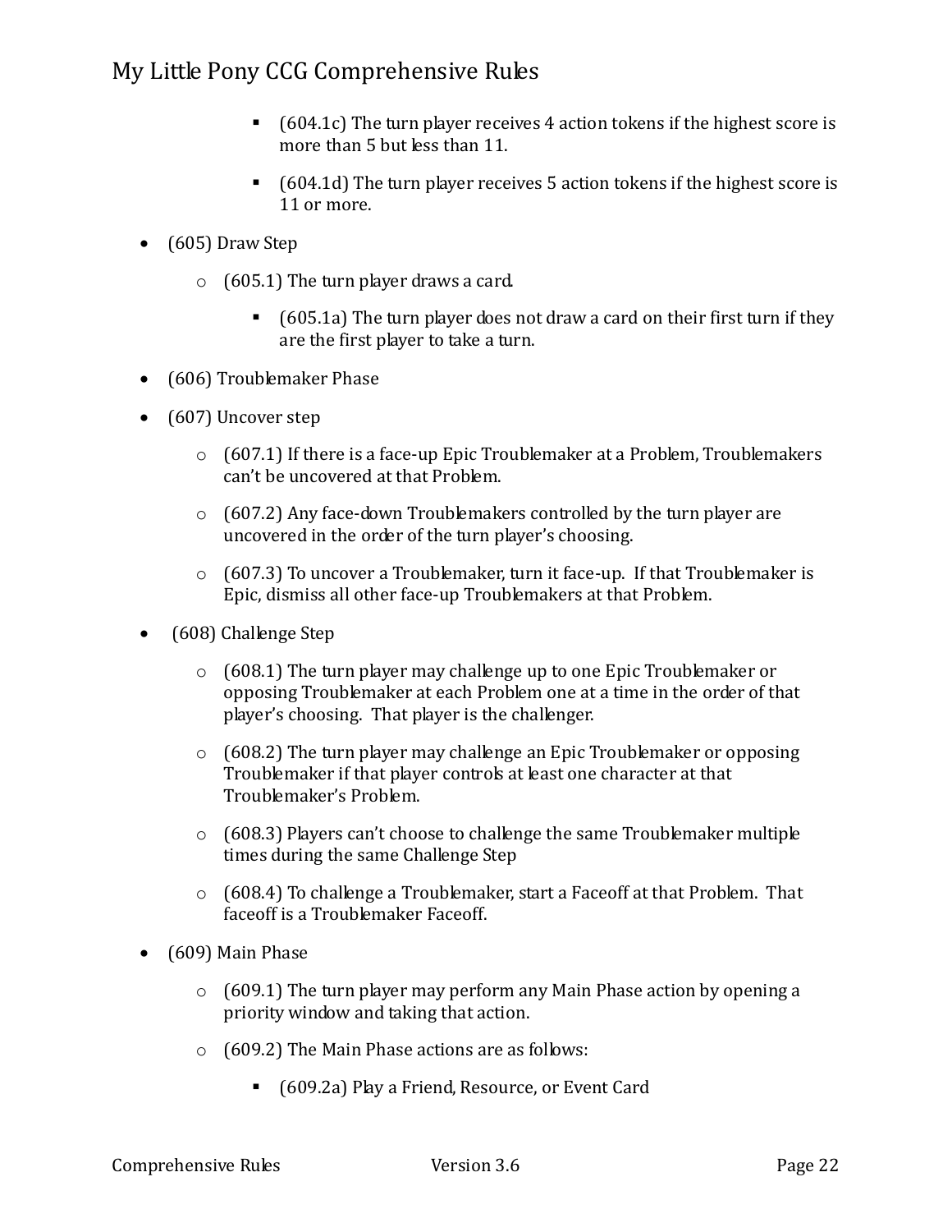- (604.1c) The turn player receives 4 action tokens if the highest score is more than 5 but less than 11.
- (604.1d) The turn player receives 5 action tokens if the highest score is 11 or more.

- (605) Draw Step
  - (605.1) The turn player draws a card.
    - (605.1a) The turn player does not draw a card on their first turn if they are the first player to take a turn.
- (606) Troublemaker Phase
- (607) Uncover step
  - (607.1) If there is a face-up Epic Troublemaker at a Problem, Troublemakers can't be uncovered at that Problem.
  - (607.2) Any face-down Troublemakers controlled by the turn player are uncovered in the order of the turn player's choosing.
  - (607.3) To uncover a Troublemaker, turn it face-up. If that Troublemaker is Epic, dismiss all other face-up Troublemakers at that Problem.
- (608) Challenge Step
  - (608.1) The turn player may challenge up to one Epic Troublemaker or opposing Troublemaker at each Problem one at a time in the order of that player's choosing. That player is the challenger.
  - (608.2) The turn player may challenge an Epic Troublemaker or opposing Troublemaker if that player controls at least one character at that Troublemaker's Problem.
  - (608.3) Players can't choose to challenge the same Troublemaker multiple times during the same Challenge Step
  - (608.4) To challenge a Troublemaker, start a Faceoff at that Problem. That faceoff is a Troublemaker Faceoff.
- (609) Main Phase
  - (609.1) The turn player may perform any Main Phase action by opening a priority window and taking that action.
  - (609.2) The Main Phase actions are as follows:
    - (609.2a) Play a Friend, Resource, or Event Card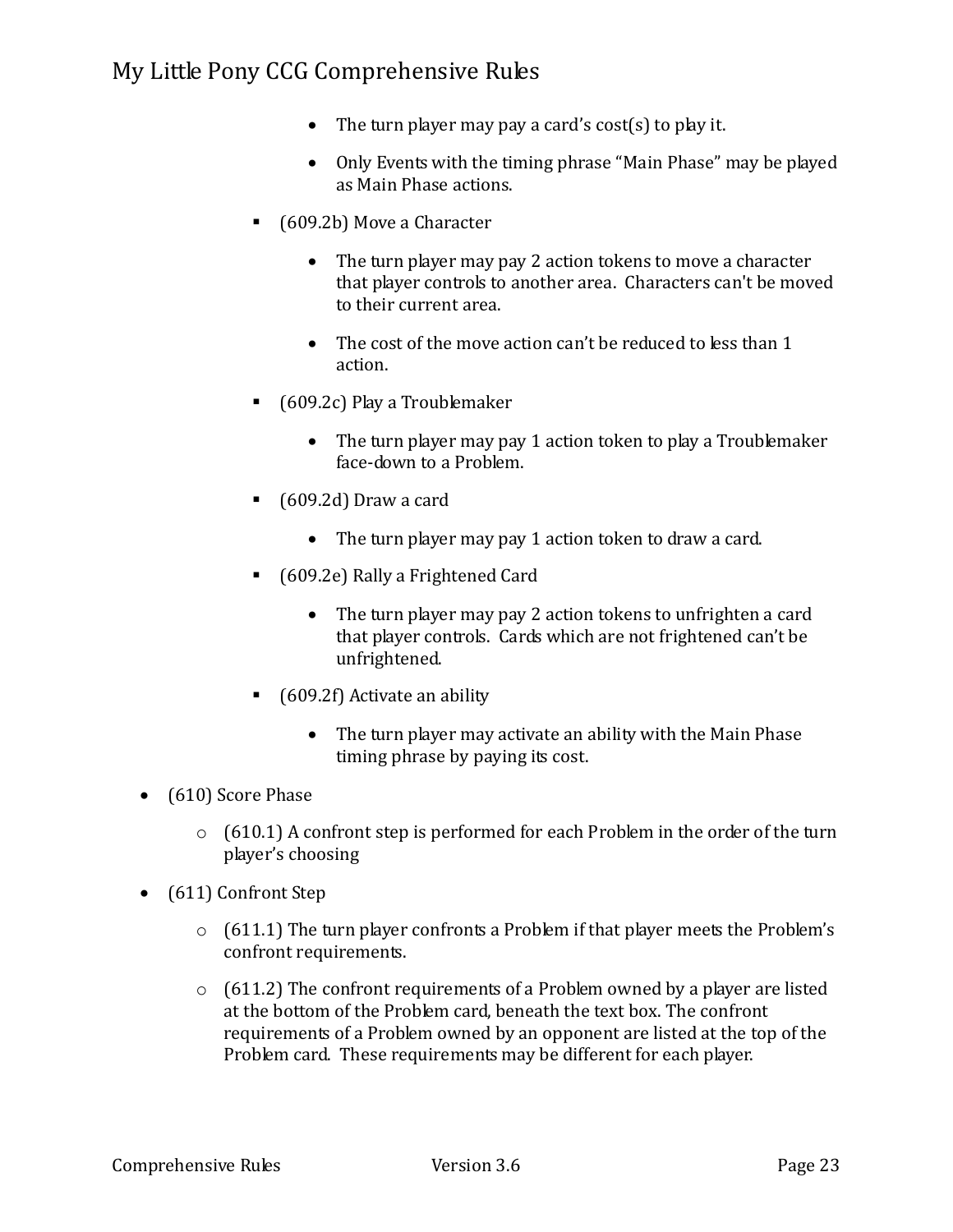- The turn player may pay a card's cost(s) to play it.

- Only Events with the timing phrase "Main Phase" may be played as Main Phase actions.

- (609.2b) Move a Character

  - The turn player may pay 2 action tokens to move a character that player controls to another area. Characters can't be moved to their current area.

  - The cost of the move action can't be reduced to less than 1 action.

- (609.2c) Play a Troublemaker

  - The turn player may pay 1 action token to play a Troublemaker face-down to a Problem.

- (609.2d) Draw a card

  - The turn player may pay 1 action token to draw a card.

- (609.2e) Rally a Frightened Card

  - The turn player may pay 2 action tokens to unfrighten a card that player controls. Cards which are not frightened can't be unfrightened.

- (609.2f) Activate an ability

  - The turn player may activate an ability with the Main Phase timing phrase by paying its cost.

- (610) Score Phase

  - (610.1) A confront step is performed for each Problem in the order of the turn player's choosing

- (611) Confront Step

  - (611.1) The turn player confronts a Problem if that player meets the Problem's confront requirements.

  - (611.2) The confront requirements of a Problem owned by a player are listed at the bottom of the Problem card, beneath the text box. The confront requirements of a Problem owned by an opponent are listed at the top of the Problem card. These requirements may be different for each player.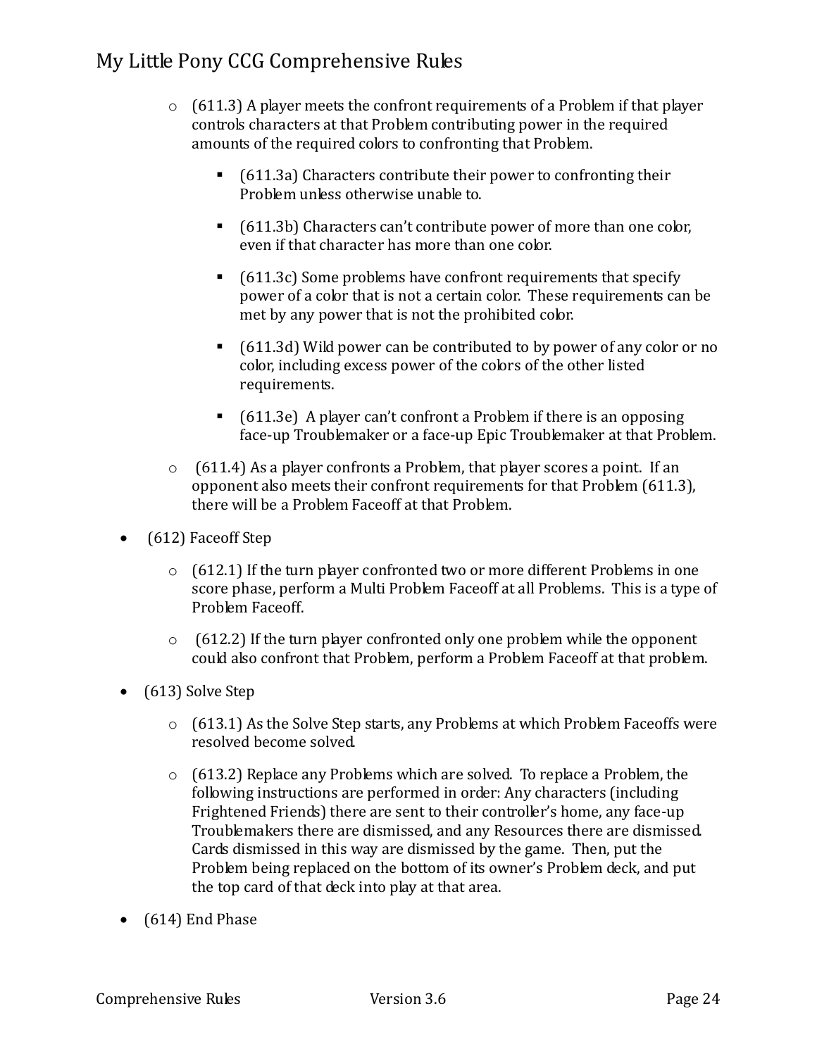- (611.3) A player meets the confront requirements of a Problem if that player controls characters at that Problem contributing power in the required amounts of the required colors to confronting that Problem.
    - (611.3a) Characters contribute their power to confronting their Problem unless otherwise unable to.
    - (611.3b) Characters can't contribute power of more than one color, even if that character has more than one color.
    - (611.3c) Some problems have confront requirements that specify power of a color that is not a certain color. These requirements can be met by any power that is not the prohibited color.
    - (611.3d) Wild power can be contributed to by power of any color or no color, including excess power of the colors of the other listed requirements.
    - (611.3e) A player can't confront a Problem if there is an opposing face-up Troublemaker or a face-up Epic Troublemaker at that Problem.
  - (611.4) As a player confronts a Problem, that player scores a point. If an opponent also meets their confront requirements for that Problem (611.3), there will be a Problem Faceoff at that Problem.

- (612) Faceoff Step
  - (612.1) If the turn player confronted two or more different Problems in one score phase, perform a Multi Problem Faceoff at all Problems. This is a type of Problem Faceoff.
  - (612.2) If the turn player confronted only one problem while the opponent could also confront that Problem, perform a Problem Faceoff at that problem.

- (613) Solve Step
  - (613.1) As the Solve Step starts, any Problems at which Problem Faceoffs were resolved become solved.
  - (613.2) Replace any Problems which are solved. To replace a Problem, the following instructions are performed in order: Any characters (including Frightened Friends) there are sent to their controller's home, any face-up Troublemakers there are dismissed, and any Resources there are dismissed. Cards dismissed in this way are dismissed by the game. Then, put the Problem being replaced on the bottom of its owner's Problem deck, and put the top card of that deck into play at that area.

- (614) End Phase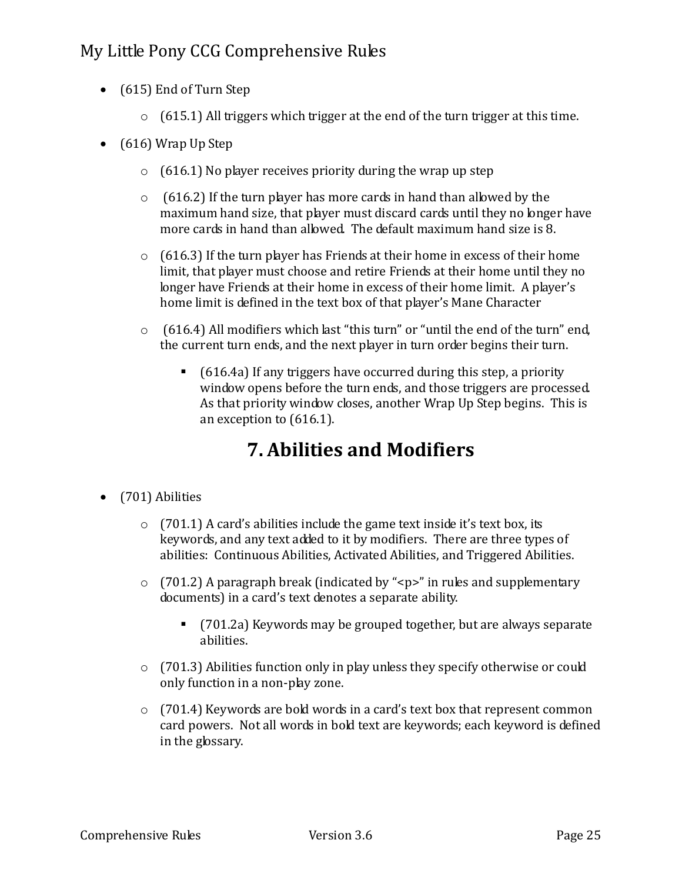- (615) End of Turn Step
  - (615.1) All triggers which trigger at the end of the turn trigger at this time.
- (616) Wrap Up Step
  - (616.1) No player receives priority during the wrap up step
  - (616.2) If the turn player has more cards in hand than allowed by the maximum hand size, that player must discard cards until they no longer have more cards in hand than allowed. The default maximum hand size is 8.
  - (616.3) If the turn player has Friends at their home in excess of their home limit, that player must choose and retire Friends at their home until they no longer have Friends at their home in excess of their home limit. A player's home limit is defined in the text box of that player's Mane Character
  - (616.4) All modifiers which last "this turn" or "until the end of the turn" end, the current turn ends, and the next player in turn order begins their turn.
    - (616.4a) If any triggers have occurred during this step, a priority window opens before the turn ends, and those triggers are processed. As that priority window closes, another Wrap Up Step begins. This is an exception to (616.1).

# 7. Abilities and Modifiers

- (701) Abilities
  - (701.1) A card's abilities include the game text inside it's text box, its keywords, and any text added to it by modifiers. There are three types of abilities: Continuous Abilities, Activated Abilities, and Triggered Abilities.
  - (701.2) A paragraph break (indicated by "<p>" in rules and supplementary documents) in a card's text denotes a separate ability.
    - (701.2a) Keywords may be grouped together, but are always separate abilities.
  - (701.3) Abilities function only in play unless they specify otherwise or could only function in a non-play zone.
  - (701.4) Keywords are bold words in a card's text box that represent common card powers. Not all words in bold text are keywords; each keyword is defined in the glossary.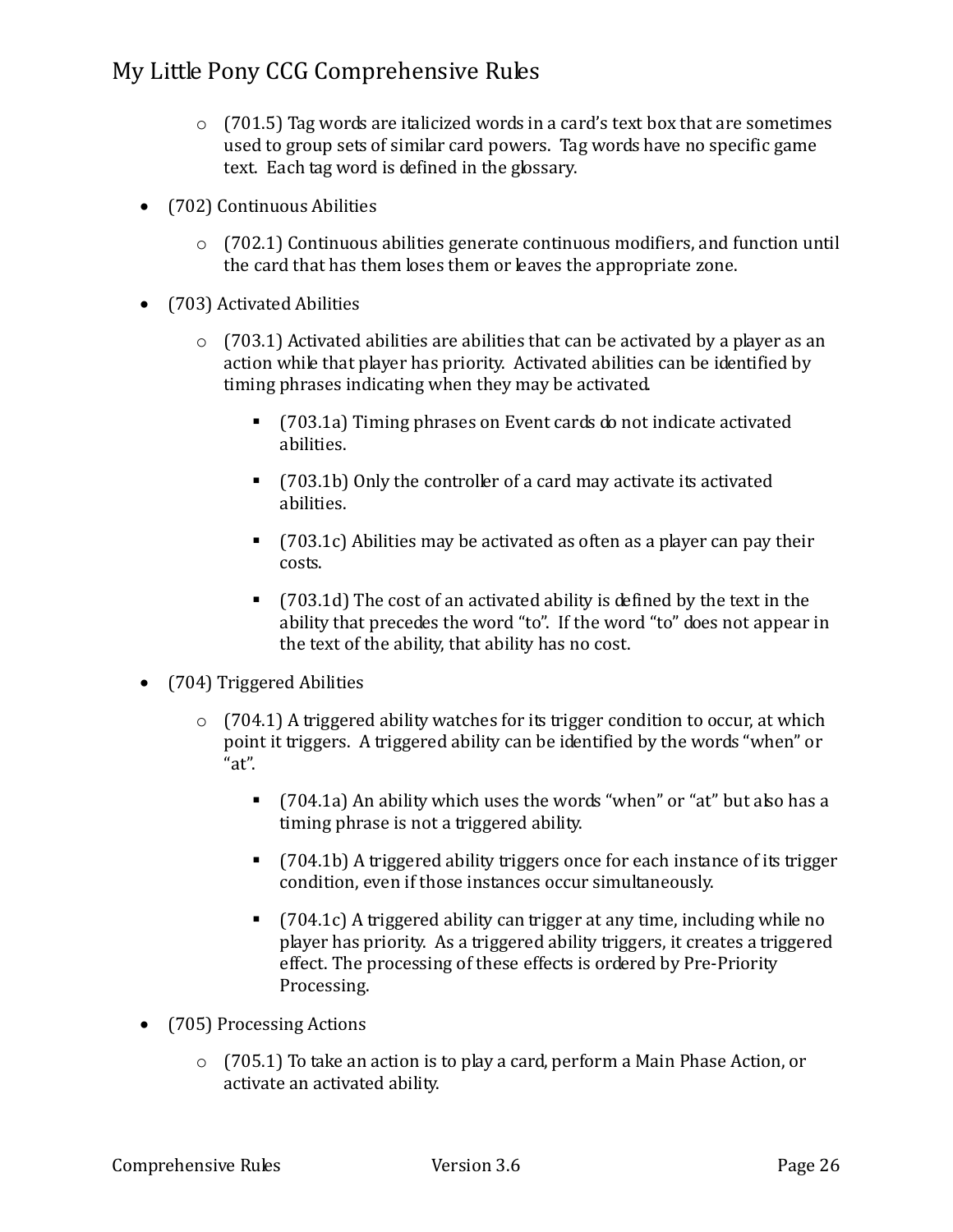- (701.5) Tag words are italicized words in a card's text box that are sometimes used to group sets of similar card powers. Tag words have no specific game text. Each tag word is defined in the glossary.

- (702) Continuous Abilities
  - (702.1) Continuous abilities generate continuous modifiers, and function until the card that has them loses them or leaves the appropriate zone.

- (703) Activated Abilities
  - (703.1) Activated abilities are abilities that can be activated by a player as an action while that player has priority. Activated abilities can be identified by timing phrases indicating when they may be activated.
    - (703.1a) Timing phrases on Event cards do not indicate activated abilities.
    - (703.1b) Only the controller of a card may activate its activated abilities.
    - (703.1c) Abilities may be activated as often as a player can pay their costs.
    - (703.1d) The cost of an activated ability is defined by the text in the ability that precedes the word "to". If the word "to" does not appear in the text of the ability, that ability has no cost.

- (704) Triggered Abilities
  - (704.1) A triggered ability watches for its trigger condition to occur, at which point it triggers. A triggered ability can be identified by the words "when" or "at".
    - (704.1a) An ability which uses the words "when" or "at" but also has a timing phrase is not a triggered ability.
    - (704.1b) A triggered ability triggers once for each instance of its trigger condition, even if those instances occur simultaneously.
    - (704.1c) A triggered ability can trigger at any time, including while no player has priority. As a triggered ability triggers, it creates a triggered effect. The processing of these effects is ordered by Pre-Priority Processing.

- (705) Processing Actions
  - (705.1) To take an action is to play a card, perform a Main Phase Action, or activate an activated ability.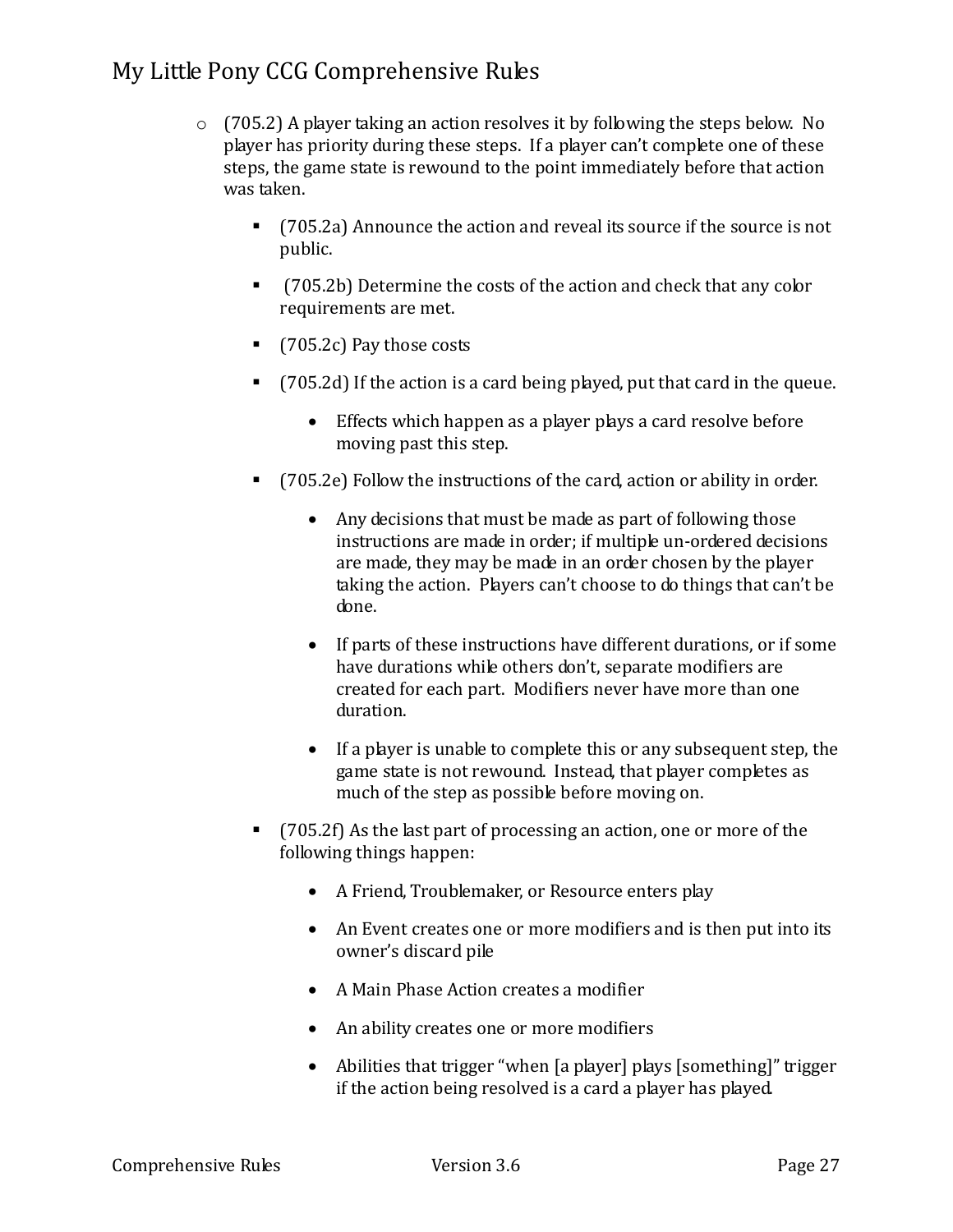- (705.2) A player taking an action resolves it by following the steps below. No player has priority during these steps. If a player can't complete one of these steps, the game state is rewound to the point immediately before that action was taken.
  - (705.2a) Announce the action and reveal its source if the source is not public.
  - (705.2b) Determine the costs of the action and check that any color requirements are met.
  - (705.2c) Pay those costs
  - (705.2d) If the action is a card being played, put that card in the queue.
    - Effects which happen as a player plays a card resolve before moving past this step.
  - (705.2e) Follow the instructions of the card, action or ability in order.
    - Any decisions that must be made as part of following those instructions are made in order; if multiple un-ordered decisions are made, they may be made in an order chosen by the player taking the action. Players can't choose to do things that can't be done.
    - If parts of these instructions have different durations, or if some have durations while others don't, separate modifiers are created for each part. Modifiers never have more than one duration.
    - If a player is unable to complete this or any subsequent step, the game state is not rewound. Instead, that player completes as much of the step as possible before moving on.
  - (705.2f) As the last part of processing an action, one or more of the following things happen:
    - A Friend, Troublemaker, or Resource enters play
    - An Event creates one or more modifiers and is then put into its owner's discard pile
    - A Main Phase Action creates a modifier
    - An ability creates one or more modifiers
    - Abilities that trigger "when [a player] plays [something]" trigger if the action being resolved is a card a player has played.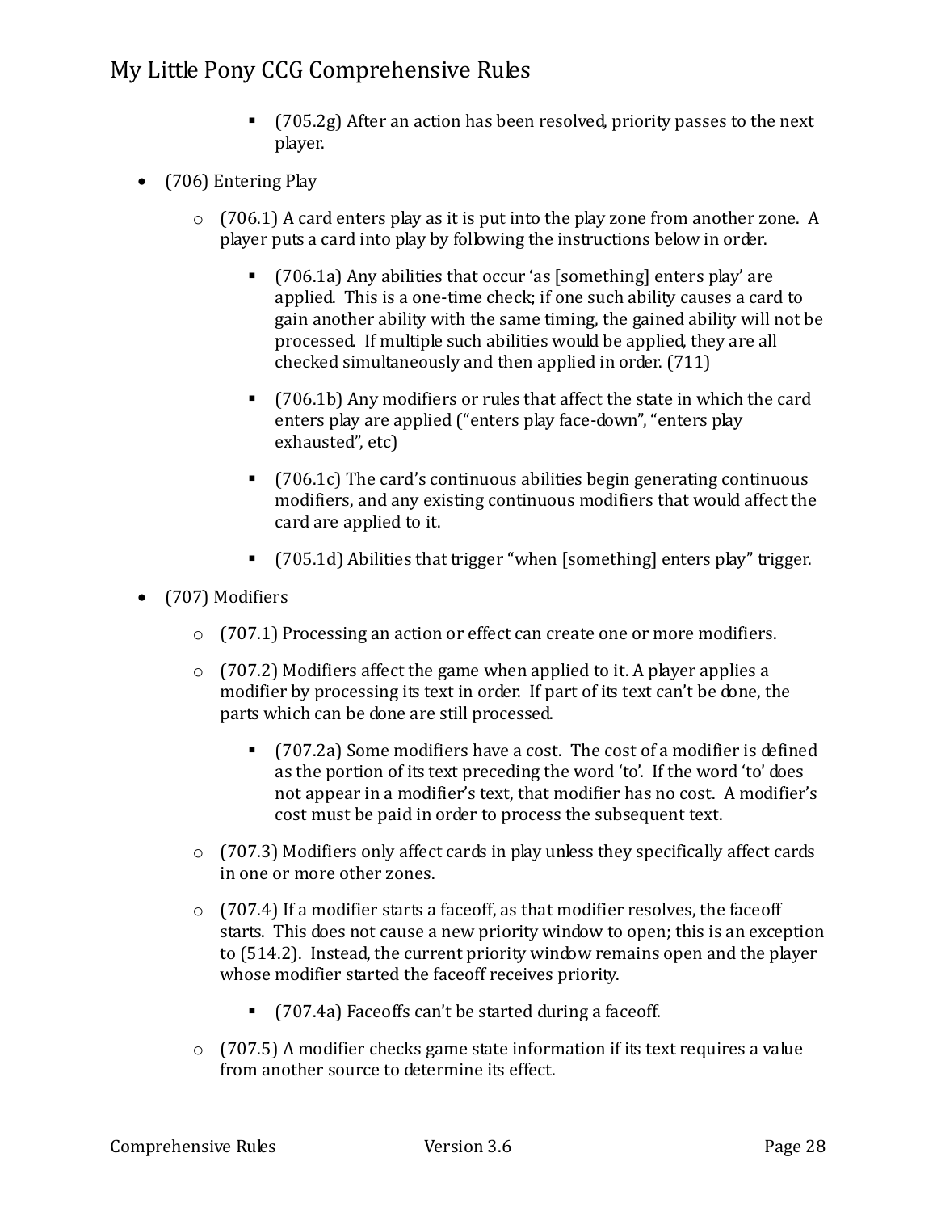- (705.2g) After an action has been resolved, priority passes to the next player.

- (706) Entering Play

  - (706.1) A card enters play as it is put into the play zone from another zone. A player puts a card into play by following the instructions below in order.

    - (706.1a) Any abilities that occur 'as [something] enters play' are applied. This is a one-time check; if one such ability causes a card to gain another ability with the same timing, the gained ability will not be processed. If multiple such abilities would be applied, they are all checked simultaneously and then applied in order. (711)

    - (706.1b) Any modifiers or rules that affect the state in which the card enters play are applied ("enters play face-down", "enters play exhausted", etc)

    - (706.1c) The card's continuous abilities begin generating continuous modifiers, and any existing continuous modifiers that would affect the card are applied to it.

    - (705.1d) Abilities that trigger "when [something] enters play" trigger.

- (707) Modifiers

  - (707.1) Processing an action or effect can create one or more modifiers.

  - (707.2) Modifiers affect the game when applied to it. A player applies a modifier by processing its text in order. If part of its text can't be done, the parts which can be done are still processed.

    - (707.2a) Some modifiers have a cost. The cost of a modifier is defined as the portion of its text preceding the word 'to'. If the word 'to' does not appear in a modifier's text, that modifier has no cost. A modifier's cost must be paid in order to process the subsequent text.

  - (707.3) Modifiers only affect cards in play unless they specifically affect cards in one or more other zones.

  - (707.4) If a modifier starts a faceoff, as that modifier resolves, the faceoff starts. This does not cause a new priority window to open; this is an exception to (514.2). Instead, the current priority window remains open and the player whose modifier started the faceoff receives priority.

    - (707.4a) Faceoffs can't be started during a faceoff.

  - (707.5) A modifier checks game state information if its text requires a value from another source to determine its effect.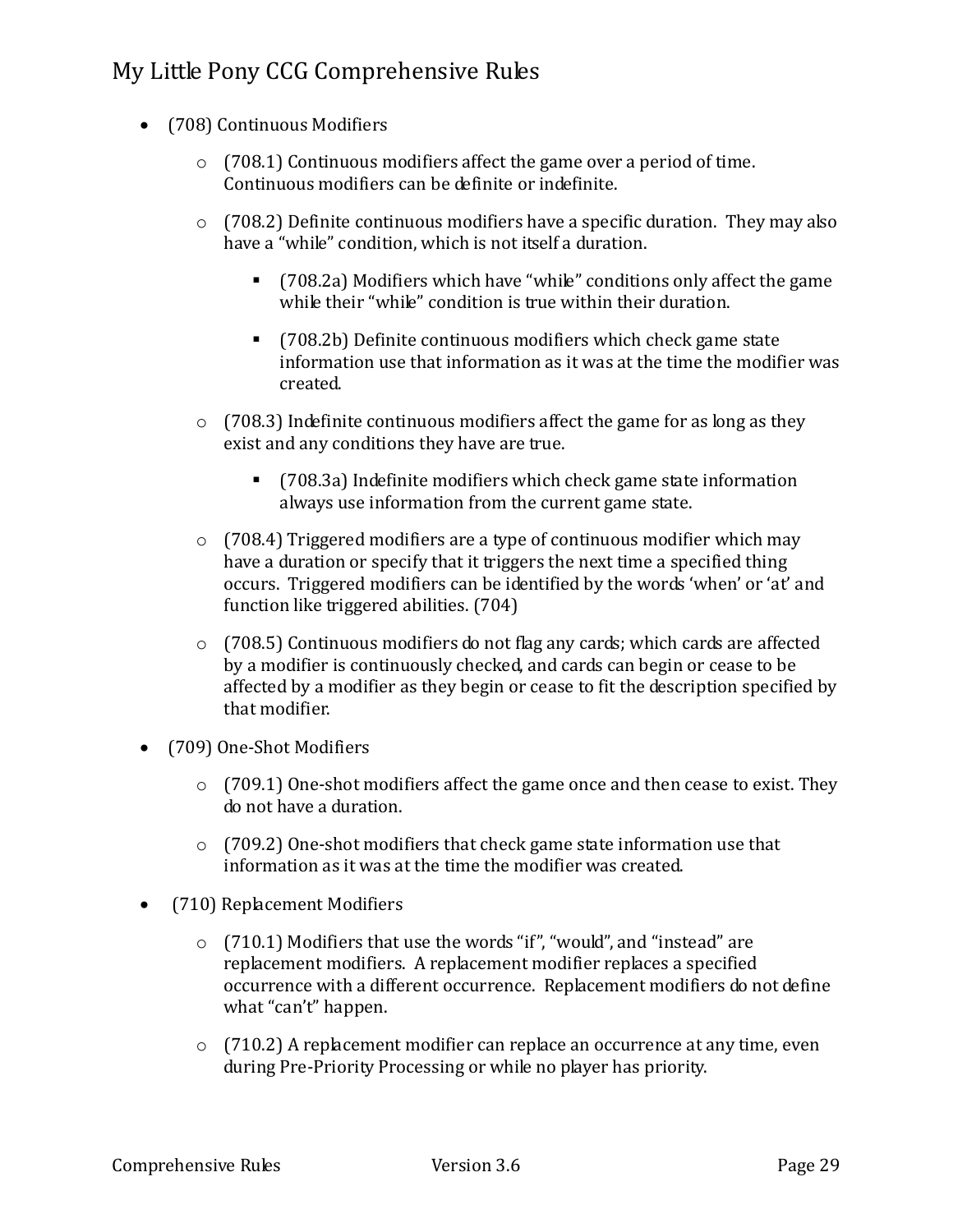- (708) Continuous Modifiers

    - (708.1) Continuous modifiers affect the game over a period of time. Continuous modifiers can be definite or indefinite.

    - (708.2) Definite continuous modifiers have a specific duration. They may also have a "while" condition, which is not itself a duration.

        - (708.2a) Modifiers which have "while" conditions only affect the game while their "while" condition is true within their duration.

        - (708.2b) Definite continuous modifiers which check game state information use that information as it was at the time the modifier was created.

    - (708.3) Indefinite continuous modifiers affect the game for as long as they exist and any conditions they have are true.

        - (708.3a) Indefinite modifiers which check game state information always use information from the current game state.

    - (708.4) Triggered modifiers are a type of continuous modifier which may have a duration or specify that it triggers the next time a specified thing occurs. Triggered modifiers can be identified by the words 'when' or 'at' and function like triggered abilities. (704)

    - (708.5) Continuous modifiers do not flag any cards; which cards are affected by a modifier is continuously checked, and cards can begin or cease to be affected by a modifier as they begin or cease to fit the description specified by that modifier.

- (709) One-Shot Modifiers

    - (709.1) One-shot modifiers affect the game once and then cease to exist. They do not have a duration.

    - (709.2) One-shot modifiers that check game state information use that information as it was at the time the modifier was created.

- (710) Replacement Modifiers

    - (710.1) Modifiers that use the words "if", "would", and "instead" are replacement modifiers. A replacement modifier replaces a specified occurrence with a different occurrence. Replacement modifiers do not define what "can't" happen.

    - (710.2) A replacement modifier can replace an occurrence at any time, even during Pre-Priority Processing or while no player has priority.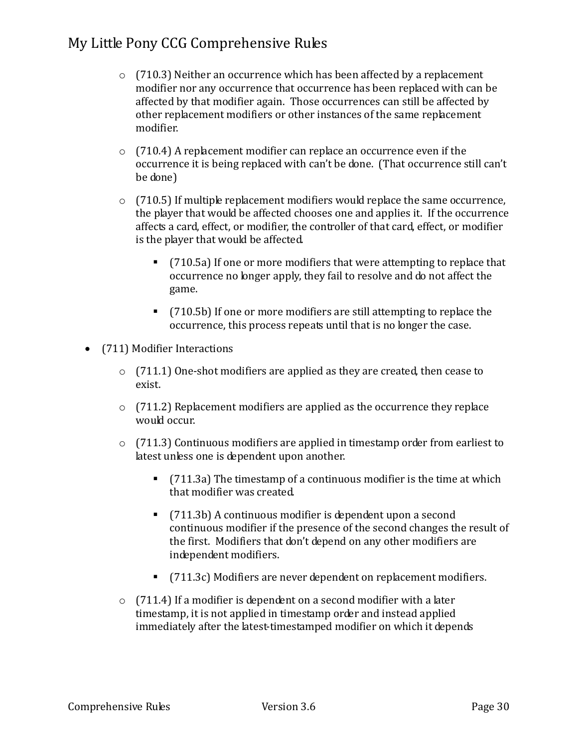- (710.3) Neither an occurrence which has been affected by a replacement modifier nor any occurrence that occurrence has been replaced with can be affected by that modifier again. Those occurrences can still be affected by other replacement modifiers or other instances of the same replacement modifier.

- (710.4) A replacement modifier can replace an occurrence even if the occurrence it is being replaced with can't be done. (That occurrence still can't be done)

- (710.5) If multiple replacement modifiers would replace the same occurrence, the player that would be affected chooses one and applies it. If the occurrence affects a card, effect, or modifier, the controller of that card, effect, or modifier is the player that would be affected.

  - (710.5a) If one or more modifiers that were attempting to replace that occurrence no longer apply, they fail to resolve and do not affect the game.

  - (710.5b) If one or more modifiers are still attempting to replace the occurrence, this process repeats until that is no longer the case.

- (711) Modifier Interactions

  - (711.1) One-shot modifiers are applied as they are created, then cease to exist.

  - (711.2) Replacement modifiers are applied as the occurrence they replace would occur.

  - (711.3) Continuous modifiers are applied in timestamp order from earliest to latest unless one is dependent upon another.

    - (711.3a) The timestamp of a continuous modifier is the time at which that modifier was created.

    - (711.3b) A continuous modifier is dependent upon a second continuous modifier if the presence of the second changes the result of the first. Modifiers that don't depend on any other modifiers are independent modifiers.

    - (711.3c) Modifiers are never dependent on replacement modifiers.

  - (711.4) If a modifier is dependent on a second modifier with a later timestamp, it is not applied in timestamp order and instead applied immediately after the latest-timestamped modifier on which it depends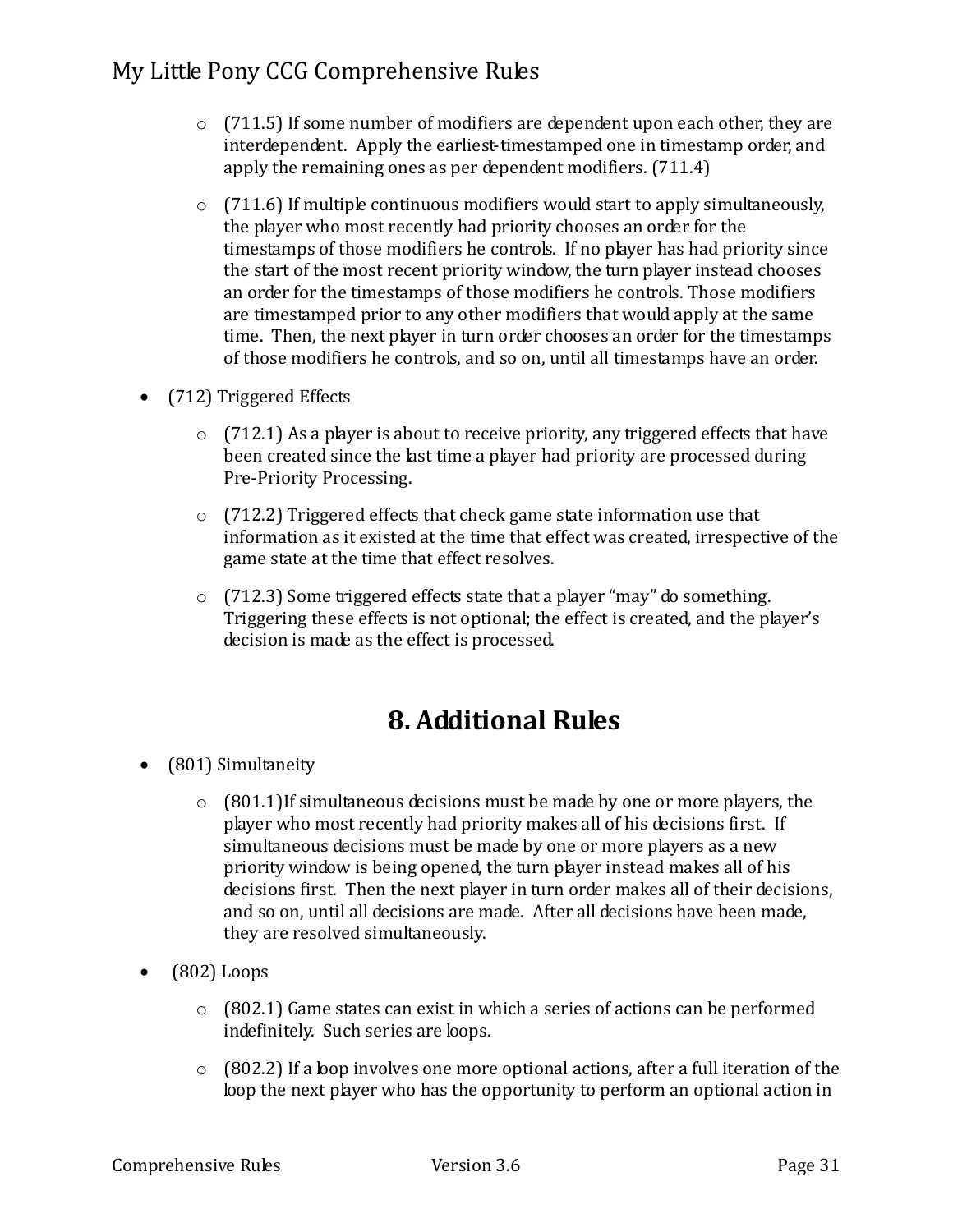- (711.5) If some number of modifiers are dependent upon each other, they are interdependent. Apply the earliest-timestamped one in timestamp order, and apply the remaining ones as per dependent modifiers. (711.4)
- (711.6) If multiple continuous modifiers would start to apply simultaneously, the player who most recently had priority chooses an order for the timestamps of those modifiers he controls. If no player has had priority since the start of the most recent priority window, the turn player instead chooses an order for the timestamps of those modifiers he controls. Those modifiers are timestamped prior to any other modifiers that would apply at the same time. Then, the next player in turn order chooses an order for the timestamps of those modifiers he controls, and so on, until all timestamps have an order.

- (712) Triggered Effects
  - (712.1) As a player is about to receive priority, any triggered effects that have been created since the last time a player had priority are processed during Pre-Priority Processing.
  - (712.2) Triggered effects that check game state information use that information as it existed at the time that effect was created, irrespective of the game state at the time that effect resolves.
  - (712.3) Some triggered effects state that a player "may" do something. Triggering these effects is not optional; the effect is created, and the player's decision is made as the effect is processed.

# 8. Additional Rules

- (801) Simultaneity
  - (801.1)If simultaneous decisions must be made by one or more players, the player who most recently had priority makes all of his decisions first. If simultaneous decisions must be made by one or more players as a new priority window is being opened, the turn player instead makes all of his decisions first. Then the next player in turn order makes all of their decisions, and so on, until all decisions are made. After all decisions have been made, they are resolved simultaneously.

- (802) Loops
  - (802.1) Game states can exist in which a series of actions can be performed indefinitely. Such series are loops.
  - (802.2) If a loop involves one more optional actions, after a full iteration of the loop the next player who has the opportunity to perform an optional action in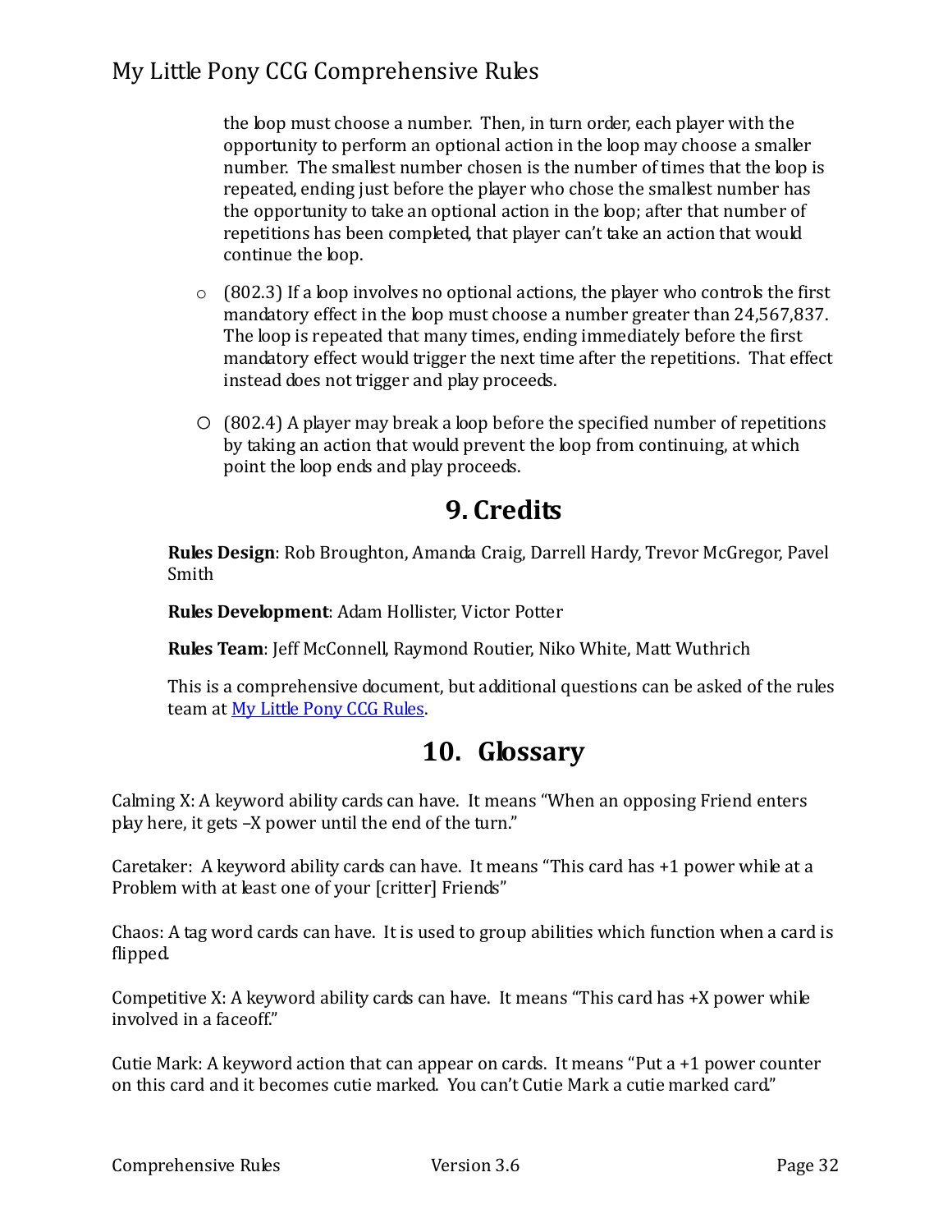the loop must choose a number. Then, in turn order, each player with the opportunity to perform an optional action in the loop may choose a smaller number. The smallest number chosen is the number of times that the loop is repeated, ending just before the player who chose the smallest number has the opportunity to take an optional action in the loop; after that number of repetitions has been completed, that player can't take an action that would continue the loop.

- (802.3) If a loop involves no optional actions, the player who controls the first mandatory effect in the loop must choose a number greater than 24,567,837. The loop is repeated that many times, ending immediately before the first mandatory effect would trigger the next time after the repetitions. That effect instead does not trigger and play proceeds.

- (802.4) A player may break a loop before the specified number of repetitions by taking an action that would prevent the loop from continuing, at which point the loop ends and play proceeds.

# 9. Credits

**Rules Design**: Rob Broughton, Amanda Craig, Darrell Hardy, Trevor McGregor, Pavel Smith

**Rules Development**: Adam Hollister, Victor Potter

**Rules Team**: Jeff McConnell, Raymond Routier, Niko White, Matt Wuthrich

This is a comprehensive document, but additional questions can be asked of the rules team at My Little Pony CCG Rules.

# 10. Glossary

Calming X: A keyword ability cards can have. It means "When an opposing Friend enters play here, it gets –X power until the end of the turn."

Caretaker: A keyword ability cards can have. It means "This card has +1 power while at a Problem with at least one of your [critter] Friends"

Chaos: A tag word cards can have. It is used to group abilities which function when a card is flipped.

Competitive X: A keyword ability cards can have. It means "This card has +X power while involved in a faceoff."

Cutie Mark: A keyword action that can appear on cards. It means "Put a +1 power counter on this card and it becomes cutie marked. You can't Cutie Mark a cutie marked card."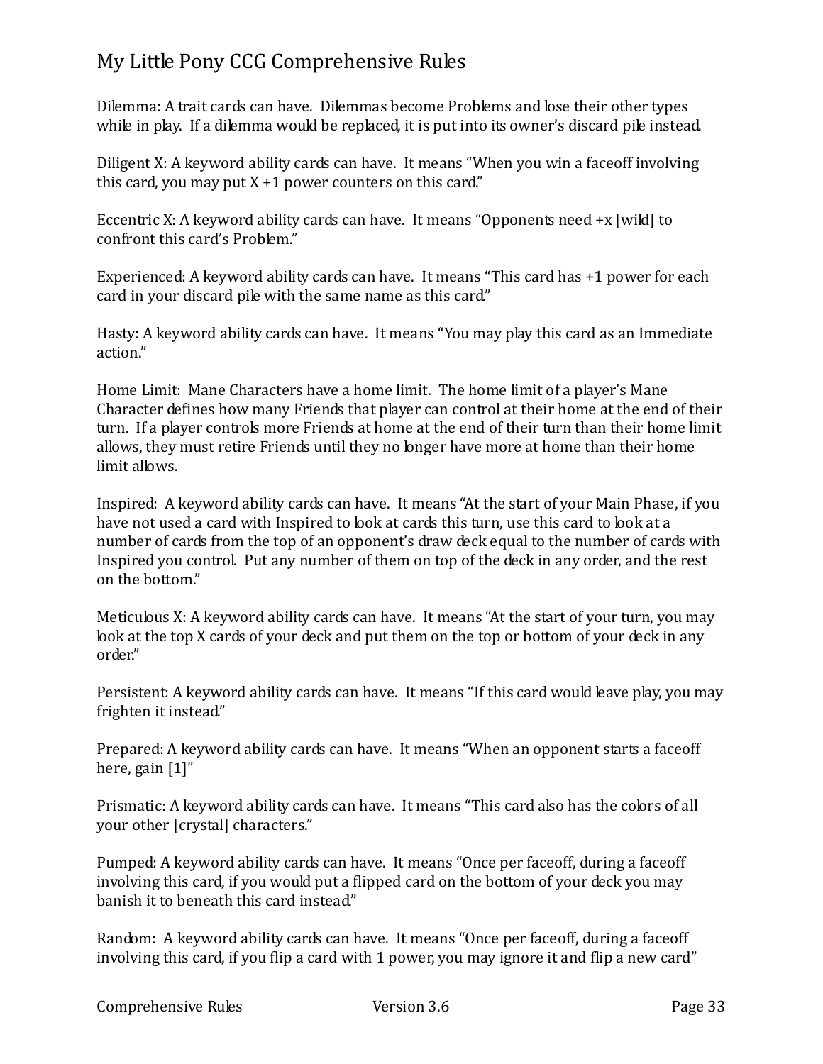Dilemma: A trait cards can have. Dilemmas become Problems and lose their other types while in play. If a dilemma would be replaced, it is put into its owner's discard pile instead.

Diligent X: A keyword ability cards can have. It means "When you win a faceoff involving this card, you may put X +1 power counters on this card."

Eccentric X: A keyword ability cards can have. It means "Opponents need +x [wild] to confront this card's Problem."

Experienced: A keyword ability cards can have. It means "This card has +1 power for each card in your discard pile with the same name as this card."

Hasty: A keyword ability cards can have. It means "You may play this card as an Immediate action."

Home Limit: Mane Characters have a home limit. The home limit of a player's Mane Character defines how many Friends that player can control at their home at the end of their turn. If a player controls more Friends at home at the end of their turn than their home limit allows, they must retire Friends until they no longer have more at home than their home limit allows.

Inspired: A keyword ability cards can have. It means "At the start of your Main Phase, if you have not used a card with Inspired to look at cards this turn, use this card to look at a number of cards from the top of an opponent's draw deck equal to the number of cards with Inspired you control. Put any number of them on top of the deck in any order, and the rest on the bottom."

Meticulous X: A keyword ability cards can have. It means "At the start of your turn, you may look at the top X cards of your deck and put them on the top or bottom of your deck in any order."

Persistent: A keyword ability cards can have. It means "If this card would leave play, you may frighten it instead."

Prepared: A keyword ability cards can have. It means "When an opponent starts a faceoff here, gain [1]"

Prismatic: A keyword ability cards can have. It means "This card also has the colors of all your other [crystal] characters."

Pumped: A keyword ability cards can have. It means "Once per faceoff, during a faceoff involving this card, if you would put a flipped card on the bottom of your deck you may banish it to beneath this card instead."

Random: A keyword ability cards can have. It means "Once per faceoff, during a faceoff involving this card, if you flip a card with 1 power, you may ignore it and flip a new card"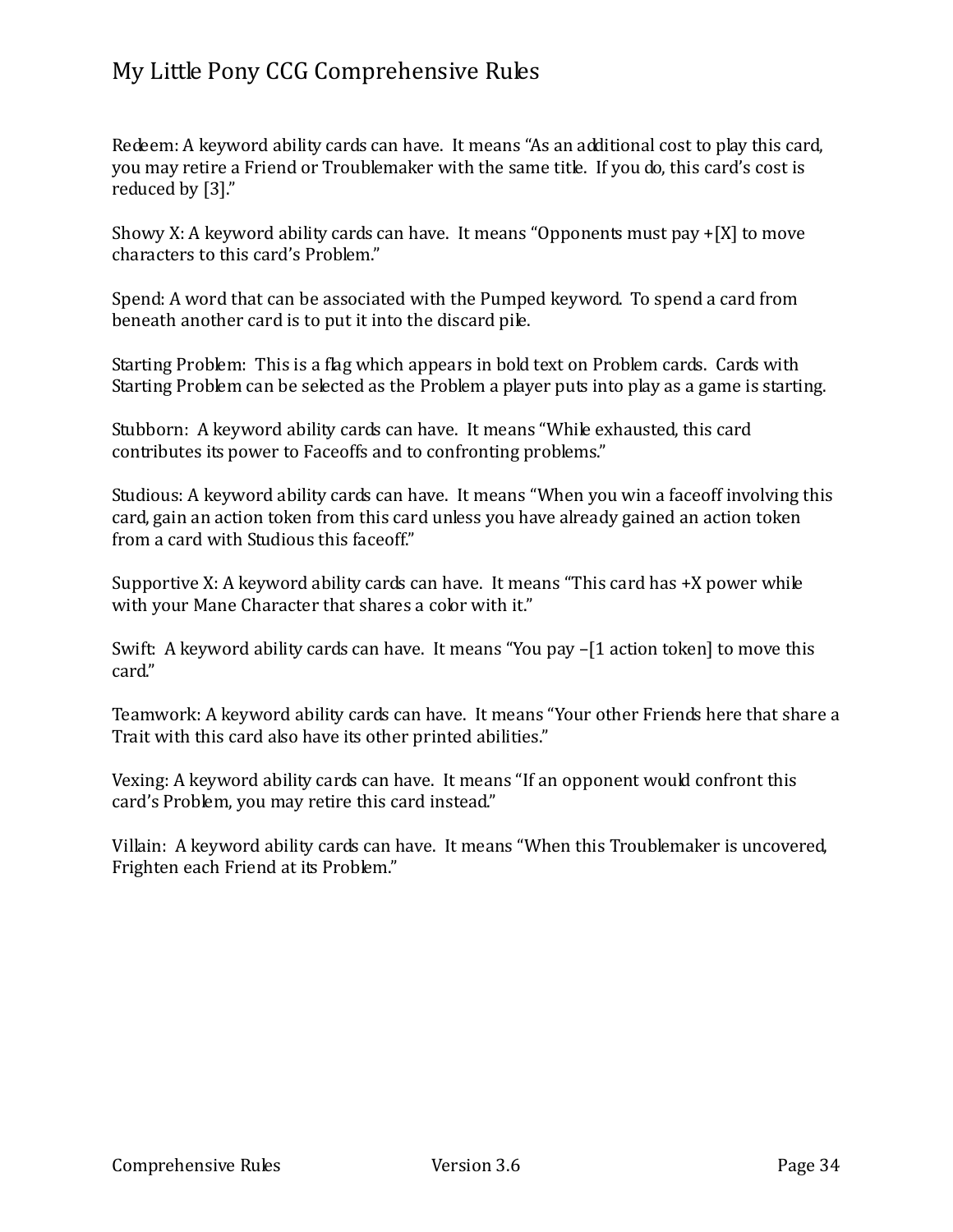Redeem: A keyword ability cards can have. It means "As an additional cost to play this card, you may retire a Friend or Troublemaker with the same title. If you do, this card's cost is reduced by [3]."

Showy X: A keyword ability cards can have. It means "Opponents must pay +[X] to move characters to this card's Problem."

Spend: A word that can be associated with the Pumped keyword. To spend a card from beneath another card is to put it into the discard pile.

Starting Problem: This is a flag which appears in bold text on Problem cards. Cards with Starting Problem can be selected as the Problem a player puts into play as a game is starting.

Stubborn: A keyword ability cards can have. It means "While exhausted, this card contributes its power to Faceoffs and to confronting problems."

Studious: A keyword ability cards can have. It means "When you win a faceoff involving this card, gain an action token from this card unless you have already gained an action token from a card with Studious this faceoff."

Supportive X: A keyword ability cards can have. It means "This card has +X power while with your Mane Character that shares a color with it."

Swift: A keyword ability cards can have. It means "You pay –[1 action token] to move this card."

Teamwork: A keyword ability cards can have. It means "Your other Friends here that share a Trait with this card also have its other printed abilities."

Vexing: A keyword ability cards can have. It means "If an opponent would confront this card's Problem, you may retire this card instead."

Villain: A keyword ability cards can have. It means "When this Troublemaker is uncovered, Frighten each Friend at its Problem."